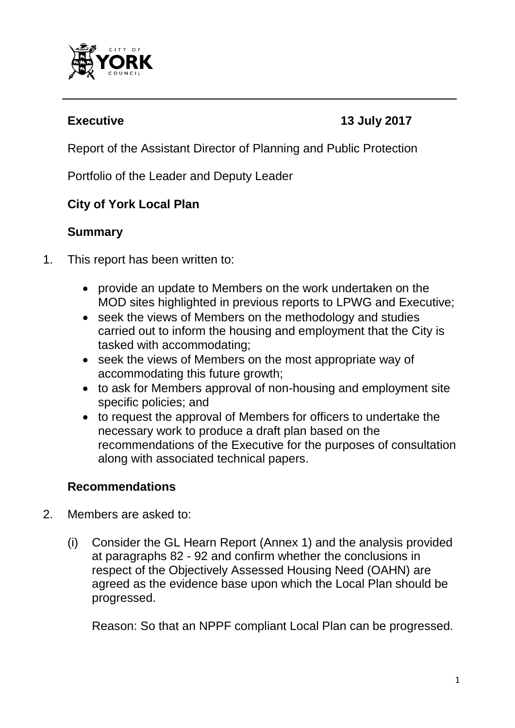**Executive** **13 July 2017**

Report of the Assistant Director of Planning and Public Protection

Portfolio of the Leader and Deputy Leader

## City of York Local Plan

### Summary

1. This report has been written to:

   - provide an update to Members on the work undertaken on the MOD sites highlighted in previous reports to LPWG and Executive;
   - seek the views of Members on the methodology and studies carried out to inform the housing and employment that the City is tasked with accommodating;
   - seek the views of Members on the most appropriate way of accommodating this future growth;
   - to ask for Members approval of non-housing and employment site specific policies; and
   - to request the approval of Members for officers to undertake the necessary work to produce a draft plan based on the recommendations of the Executive for the purposes of consultation along with associated technical papers.

### Recommendations

2. Members are asked to:

   (i) Consider the GL Hearn Report (Annex 1) and the analysis provided at paragraphs 82 - 92 and confirm whether the conclusions in respect of the Objectively Assessed Housing Need (OAHN) are agreed as the evidence base upon which the Local Plan should be progressed.

   Reason: So that an NPPF compliant Local Plan can be progressed.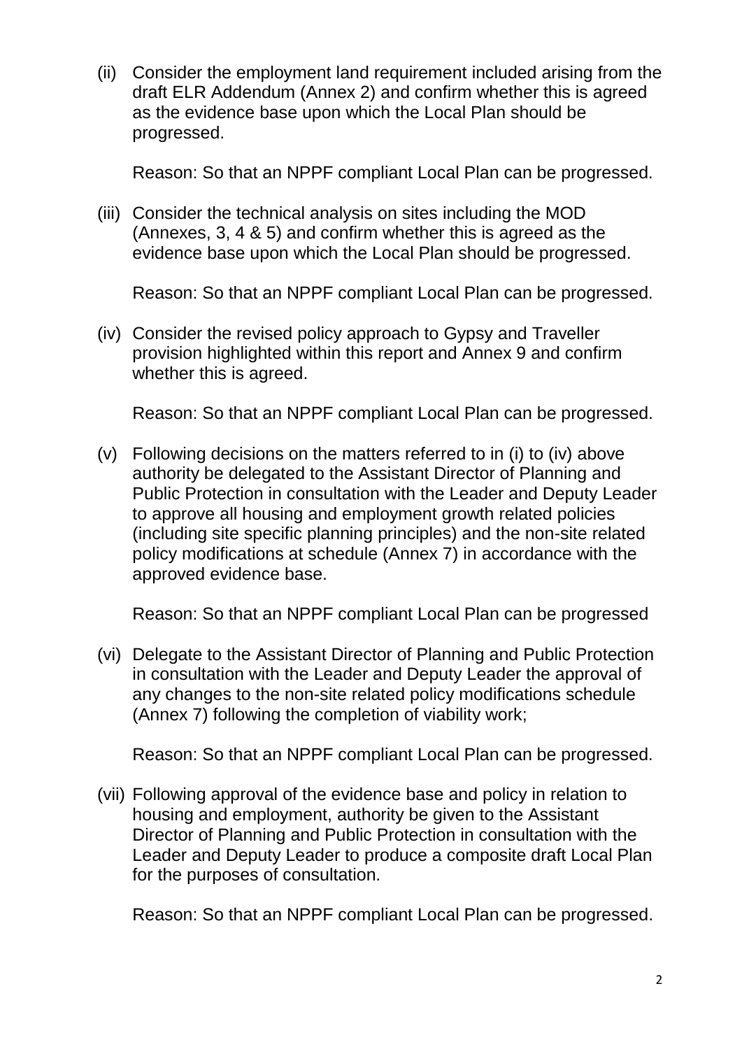(ii) Consider the employment land requirement included arising from the draft ELR Addendum (Annex 2) and confirm whether this is agreed as the evidence base upon which the Local Plan should be progressed.

  Reason: So that an NPPF compliant Local Plan can be progressed.

(iii) Consider the technical analysis on sites including the MOD (Annexes, 3, 4 & 5) and confirm whether this is agreed as the evidence base upon which the Local Plan should be progressed.

  Reason: So that an NPPF compliant Local Plan can be progressed.

(iv) Consider the revised policy approach to Gypsy and Traveller provision highlighted within this report and Annex 9 and confirm whether this is agreed.

  Reason: So that an NPPF compliant Local Plan can be progressed.

(v) Following decisions on the matters referred to in (i) to (iv) above authority be delegated to the Assistant Director of Planning and Public Protection in consultation with the Leader and Deputy Leader to approve all housing and employment growth related policies (including site specific planning principles) and the non-site related policy modifications at schedule (Annex 7) in accordance with the approved evidence base.

  Reason: So that an NPPF compliant Local Plan can be progressed

(vi) Delegate to the Assistant Director of Planning and Public Protection in consultation with the Leader and Deputy Leader the approval of any changes to the non-site related policy modifications schedule (Annex 7) following the completion of viability work;

  Reason: So that an NPPF compliant Local Plan can be progressed.

(vii) Following approval of the evidence base and policy in relation to housing and employment, authority be given to the Assistant Director of Planning and Public Protection in consultation with the Leader and Deputy Leader to produce a composite draft Local Plan for the purposes of consultation.

  Reason: So that an NPPF compliant Local Plan can be progressed.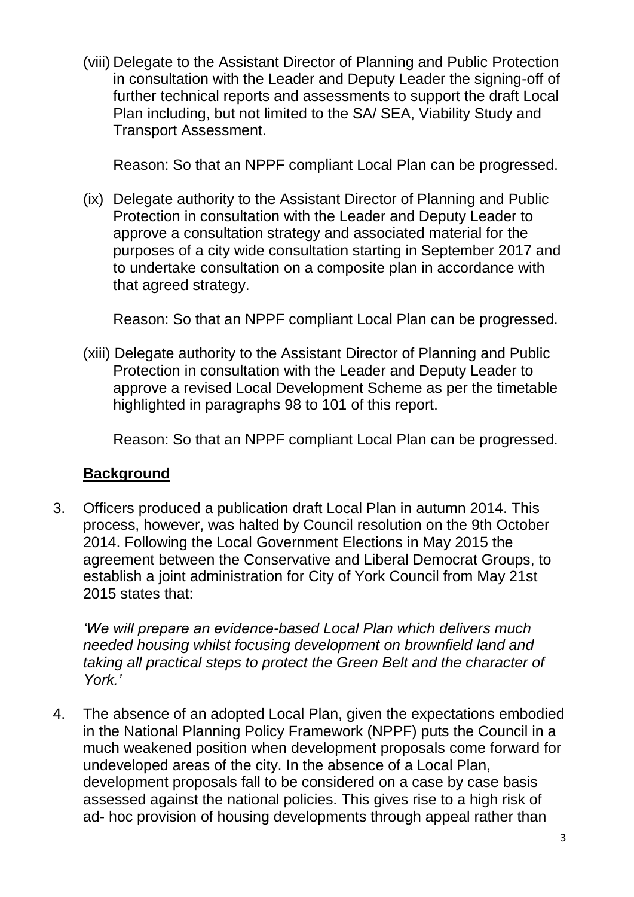(viii) Delegate to the Assistant Director of Planning and Public Protection in consultation with the Leader and Deputy Leader the signing-off of further technical reports and assessments to support the draft Local Plan including, but not limited to the SA/ SEA, Viability Study and Transport Assessment.

Reason: So that an NPPF compliant Local Plan can be progressed.

(ix) Delegate authority to the Assistant Director of Planning and Public Protection in consultation with the Leader and Deputy Leader to approve a consultation strategy and associated material for the purposes of a city wide consultation starting in September 2017 and to undertake consultation on a composite plan in accordance with that agreed strategy.

Reason: So that an NPPF compliant Local Plan can be progressed.

(xiii) Delegate authority to the Assistant Director of Planning and Public Protection in consultation with the Leader and Deputy Leader to approve a revised Local Development Scheme as per the timetable highlighted in paragraphs 98 to 101 of this report.

Reason: So that an NPPF compliant Local Plan can be progressed.

## **Background**

3. Officers produced a publication draft Local Plan in autumn 2014. This process, however, was halted by Council resolution on the 9th October 2014. Following the Local Government Elections in May 2015 the agreement between the Conservative and Liberal Democrat Groups, to establish a joint administration for City of York Council from May 21st 2015 states that:

   *'We will prepare an evidence-based Local Plan which delivers much needed housing whilst focusing development on brownfield land and taking all practical steps to protect the Green Belt and the character of York.'*

4. The absence of an adopted Local Plan, given the expectations embodied in the National Planning Policy Framework (NPPF) puts the Council in a much weakened position when development proposals come forward for undeveloped areas of the city. In the absence of a Local Plan, development proposals fall to be considered on a case by case basis assessed against the national policies. This gives rise to a high risk of ad- hoc provision of housing developments through appeal rather than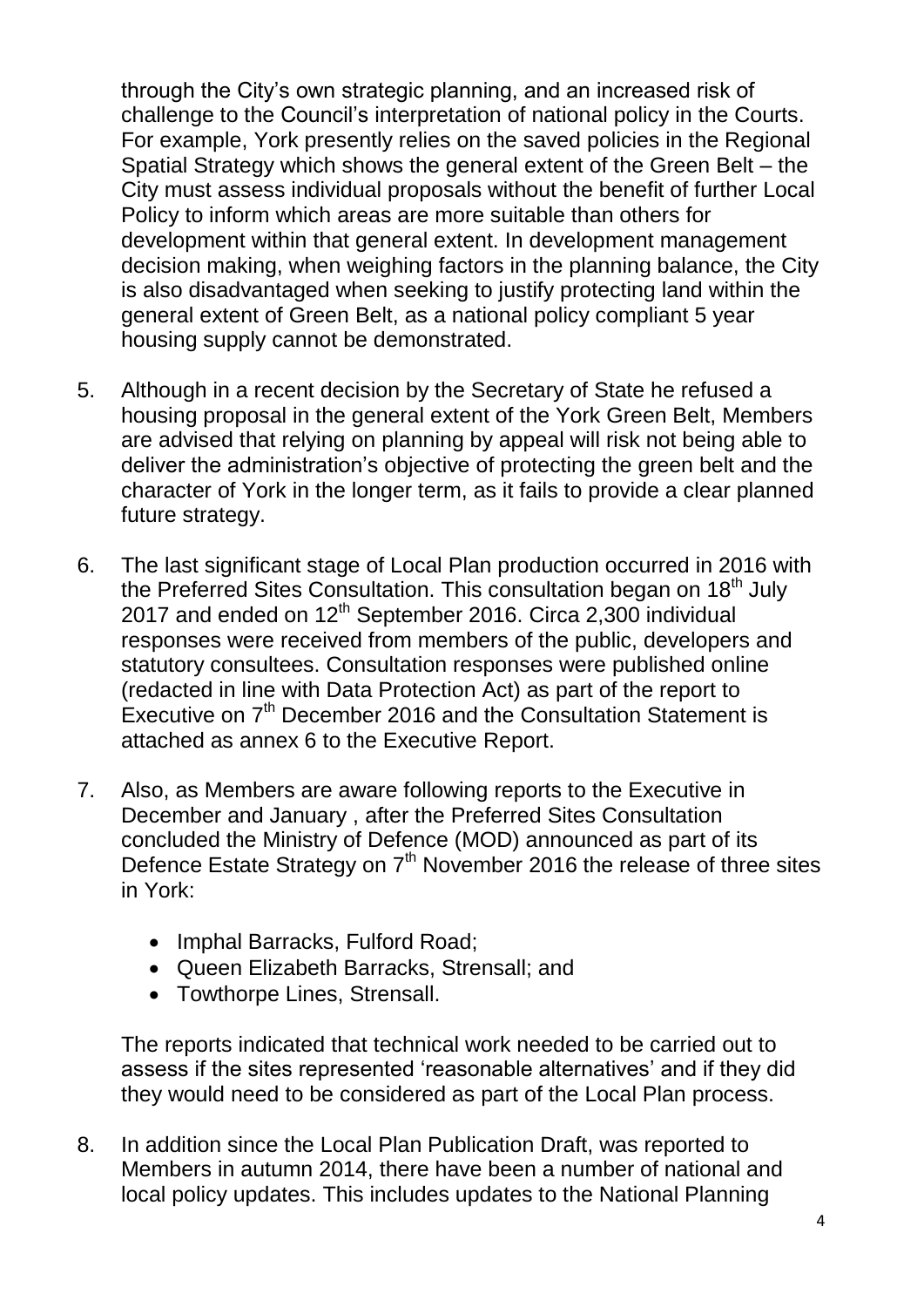through the City's own strategic planning, and an increased risk of challenge to the Council's interpretation of national policy in the Courts. For example, York presently relies on the saved policies in the Regional Spatial Strategy which shows the general extent of the Green Belt – the City must assess individual proposals without the benefit of further Local Policy to inform which areas are more suitable than others for development within that general extent. In development management decision making, when weighing factors in the planning balance, the City is also disadvantaged when seeking to justify protecting land within the general extent of Green Belt, as a national policy compliant 5 year housing supply cannot be demonstrated.

5. Although in a recent decision by the Secretary of State he refused a housing proposal in the general extent of the York Green Belt, Members are advised that relying on planning by appeal will risk not being able to deliver the administration's objective of protecting the green belt and the character of York in the longer term, as it fails to provide a clear planned future strategy.

6. The last significant stage of Local Plan production occurred in 2016 with the Preferred Sites Consultation. This consultation began on 18th July 2017 and ended on 12th September 2016. Circa 2,300 individual responses were received from members of the public, developers and statutory consultees. Consultation responses were published online (redacted in line with Data Protection Act) as part of the report to Executive on 7th December 2016 and the Consultation Statement is attached as annex 6 to the Executive Report.

7. Also, as Members are aware following reports to the Executive in December and January , after the Preferred Sites Consultation concluded the Ministry of Defence (MOD) announced as part of its Defence Estate Strategy on 7th November 2016 the release of three sites in York:

   - Imphal Barracks, Fulford Road;
   - Queen Elizabeth Barracks, Strensall; and
   - Towthorpe Lines, Strensall.

   The reports indicated that technical work needed to be carried out to assess if the sites represented 'reasonable alternatives' and if they did they would need to be considered as part of the Local Plan process.

8. In addition since the Local Plan Publication Draft, was reported to Members in autumn 2014, there have been a number of national and local policy updates. This includes updates to the National Planning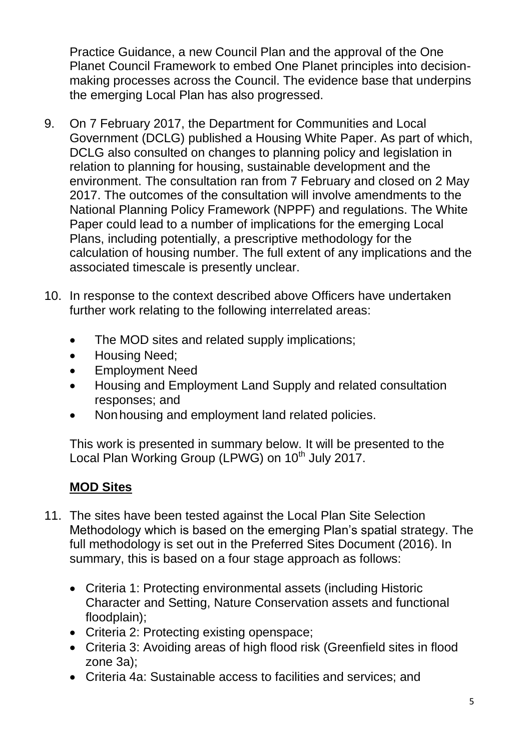Practice Guidance, a new Council Plan and the approval of the One Planet Council Framework to embed One Planet principles into decision-making processes across the Council. The evidence base that underpins the emerging Local Plan has also progressed.

9. On 7 February 2017, the Department for Communities and Local Government (DCLG) published a Housing White Paper. As part of which, DCLG also consulted on changes to planning policy and legislation in relation to planning for housing, sustainable development and the environment. The consultation ran from 7 February and closed on 2 May 2017. The outcomes of the consultation will involve amendments to the National Planning Policy Framework (NPPF) and regulations. The White Paper could lead to a number of implications for the emerging Local Plans, including potentially, a prescriptive methodology for the calculation of housing number. The full extent of any implications and the associated timescale is presently unclear.

10. In response to the context described above Officers have undertaken further work relating to the following interrelated areas:

    - The MOD sites and related supply implications;
    - Housing Need;
    - Employment Need
    - Housing and Employment Land Supply and related consultation responses; and
    - Non housing and employment land related policies.

    This work is presented in summary below. It will be presented to the Local Plan Working Group (LPWG) on 10th July 2017.

## **MOD Sites**

11. The sites have been tested against the Local Plan Site Selection Methodology which is based on the emerging Plan's spatial strategy. The full methodology is set out in the Preferred Sites Document (2016). In summary, this is based on a four stage approach as follows:

    - Criteria 1: Protecting environmental assets (including Historic Character and Setting, Nature Conservation assets and functional floodplain);
    - Criteria 2: Protecting existing openspace;
    - Criteria 3: Avoiding areas of high flood risk (Greenfield sites in flood zone 3a);
    - Criteria 4a: Sustainable access to facilities and services; and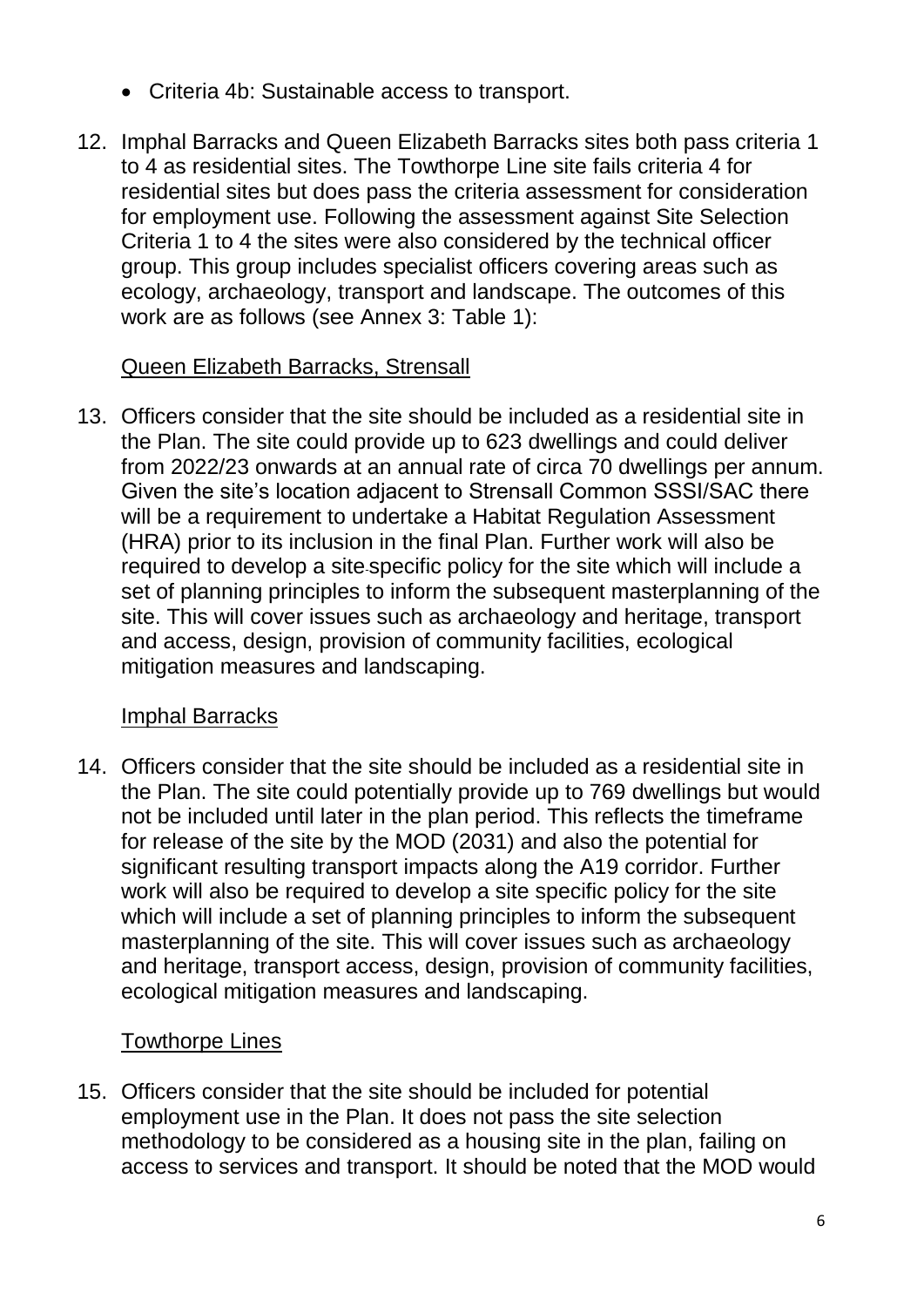- Criteria 4b: Sustainable access to transport.

12. Imphal Barracks and Queen Elizabeth Barracks sites both pass criteria 1 to 4 as residential sites. The Towthorpe Line site fails criteria 4 for residential sites but does pass the criteria assessment for consideration for employment use. Following the assessment against Site Selection Criteria 1 to 4 the sites were also considered by the technical officer group. This group includes specialist officers covering areas such as ecology, archaeology, transport and landscape. The outcomes of this work are as follows (see Annex 3: Table 1):

<u>Queen Elizabeth Barracks, Strensall</u>

13. Officers consider that the site should be included as a residential site in the Plan. The site could provide up to 623 dwellings and could deliver from 2022/23 onwards at an annual rate of circa 70 dwellings per annum. Given the site's location adjacent to Strensall Common SSSI/SAC there will be a requirement to undertake a Habitat Regulation Assessment (HRA) prior to its inclusion in the final Plan. Further work will also be required to develop a site-specific policy for the site which will include a set of planning principles to inform the subsequent masterplanning of the site. This will cover issues such as archaeology and heritage, transport and access, design, provision of community facilities, ecological mitigation measures and landscaping.

<u>Imphal Barracks</u>

14. Officers consider that the site should be included as a residential site in the Plan. The site could potentially provide up to 769 dwellings but would not be included until later in the plan period. This reflects the timeframe for release of the site by the MOD (2031) and also the potential for significant resulting transport impacts along the A19 corridor. Further work will also be required to develop a site specific policy for the site which will include a set of planning principles to inform the subsequent masterplanning of the site. This will cover issues such as archaeology and heritage, transport access, design, provision of community facilities, ecological mitigation measures and landscaping.

<u>Towthorpe Lines</u>

15. Officers consider that the site should be included for potential employment use in the Plan. It does not pass the site selection methodology to be considered as a housing site in the plan, failing on access to services and transport. It should be noted that the MOD would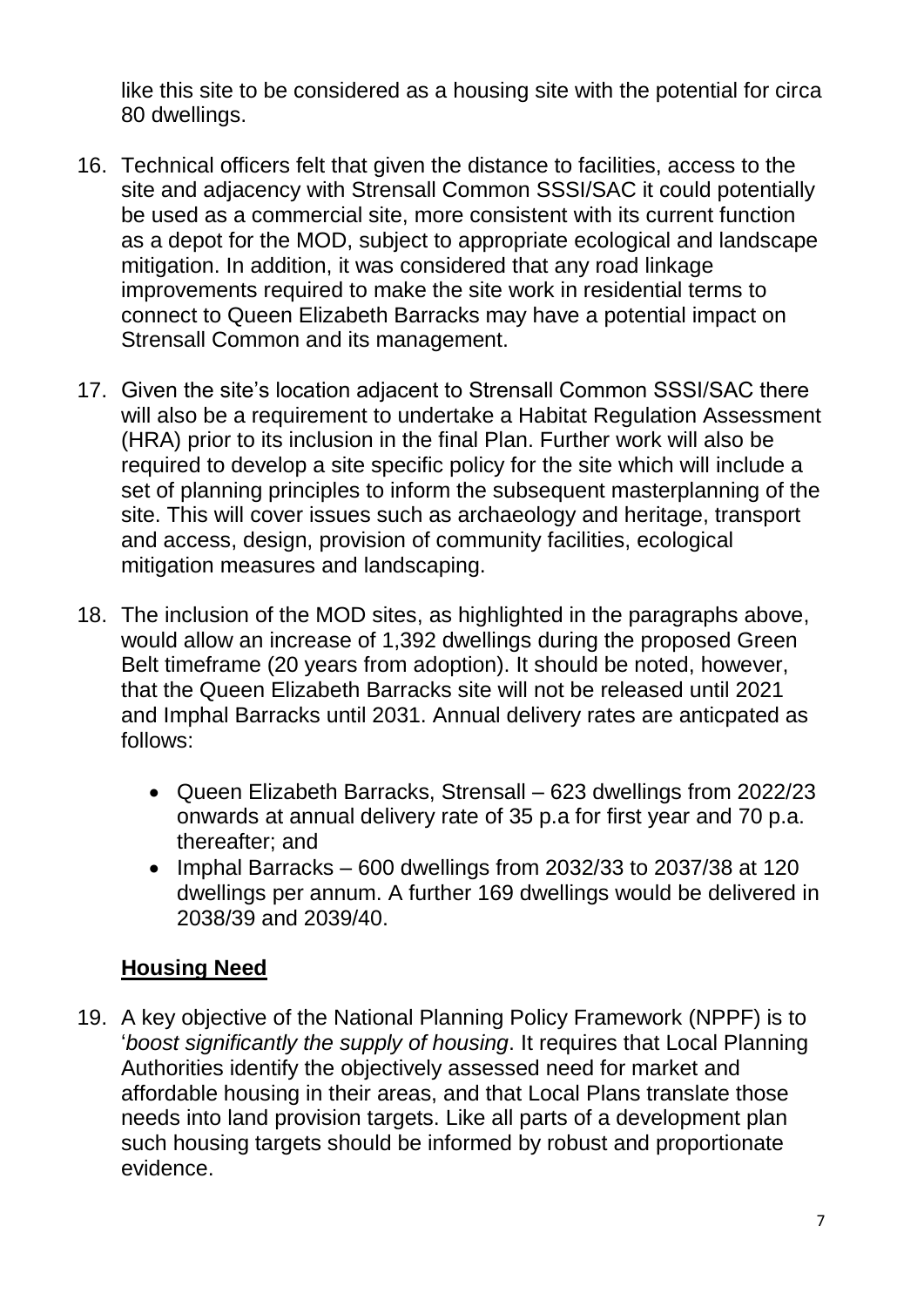like this site to be considered as a housing site with the potential for circa 80 dwellings.

16. Technical officers felt that given the distance to facilities, access to the site and adjacency with Strensall Common SSSI/SAC it could potentially be used as a commercial site, more consistent with its current function as a depot for the MOD, subject to appropriate ecological and landscape mitigation. In addition, it was considered that any road linkage improvements required to make the site work in residential terms to connect to Queen Elizabeth Barracks may have a potential impact on Strensall Common and its management.

17. Given the site's location adjacent to Strensall Common SSSI/SAC there will also be a requirement to undertake a Habitat Regulation Assessment (HRA) prior to its inclusion in the final Plan. Further work will also be required to develop a site specific policy for the site which will include a set of planning principles to inform the subsequent masterplanning of the site. This will cover issues such as archaeology and heritage, transport and access, design, provision of community facilities, ecological mitigation measures and landscaping.

18. The inclusion of the MOD sites, as highlighted in the paragraphs above, would allow an increase of 1,392 dwellings during the proposed Green Belt timeframe (20 years from adoption). It should be noted, however, that the Queen Elizabeth Barracks site will not be released until 2021 and Imphal Barracks until 2031. Annual delivery rates are anticpated as follows:

    - Queen Elizabeth Barracks, Strensall – 623 dwellings from 2022/23 onwards at annual delivery rate of 35 p.a for first year and 70 p.a. thereafter; and
    - Imphal Barracks – 600 dwellings from 2032/33 to 2037/38 at 120 dwellings per annum. A further 169 dwellings would be delivered in 2038/39 and 2039/40.

## **Housing Need**

19. A key objective of the National Planning Policy Framework (NPPF) is to '*boost significantly the supply of housing*. It requires that Local Planning Authorities identify the objectively assessed need for market and affordable housing in their areas, and that Local Plans translate those needs into land provision targets. Like all parts of a development plan such housing targets should be informed by robust and proportionate evidence.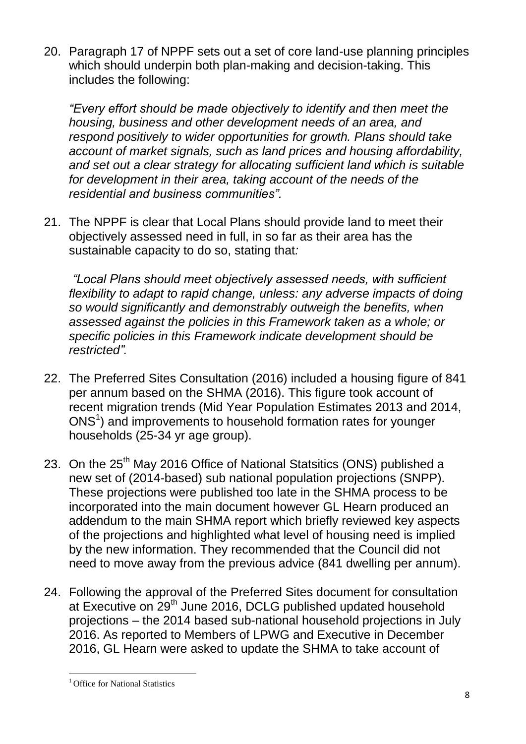20. Paragraph 17 of NPPF sets out a set of core land-use planning principles which should underpin both plan-making and decision-taking. This includes the following:

    *"Every effort should be made objectively to identify and then meet the housing, business and other development needs of an area, and respond positively to wider opportunities for growth. Plans should take account of market signals, such as land prices and housing affordability, and set out a clear strategy for allocating sufficient land which is suitable for development in their area, taking account of the needs of the residential and business communities".*

21. The NPPF is clear that Local Plans should provide land to meet their objectively assessed need in full, in so far as their area has the sustainable capacity to do so, stating that*:*

    *"Local Plans should meet objectively assessed needs, with sufficient flexibility to adapt to rapid change, unless: any adverse impacts of doing so would significantly and demonstrably outweigh the benefits, when assessed against the policies in this Framework taken as a whole; or specific policies in this Framework indicate development should be restricted".*

22. The Preferred Sites Consultation (2016) included a housing figure of 841 per annum based on the SHMA (2016). This figure took account of recent migration trends (Mid Year Population Estimates 2013 and 2014, ONS[1]) and improvements to household formation rates for younger households (25-34 yr age group).

23. On the 25th May 2016 Office of National Statsitics (ONS) published a new set of (2014-based) sub national population projections (SNPP). These projections were published too late in the SHMA process to be incorporated into the main document however GL Hearn produced an addendum to the main SHMA report which briefly reviewed key aspects of the projections and highlighted what level of housing need is implied by the new information. They recommended that the Council did not need to move away from the previous advice (841 dwelling per annum).

24. Following the approval of the Preferred Sites document for consultation at Executive on 29th June 2016, DCLG published updated household projections – the 2014 based sub-national household projections in July 2016. As reported to Members of LPWG and Executive in December 2016, GL Hearn were asked to update the SHMA to take account of

[1] Office for National Statistics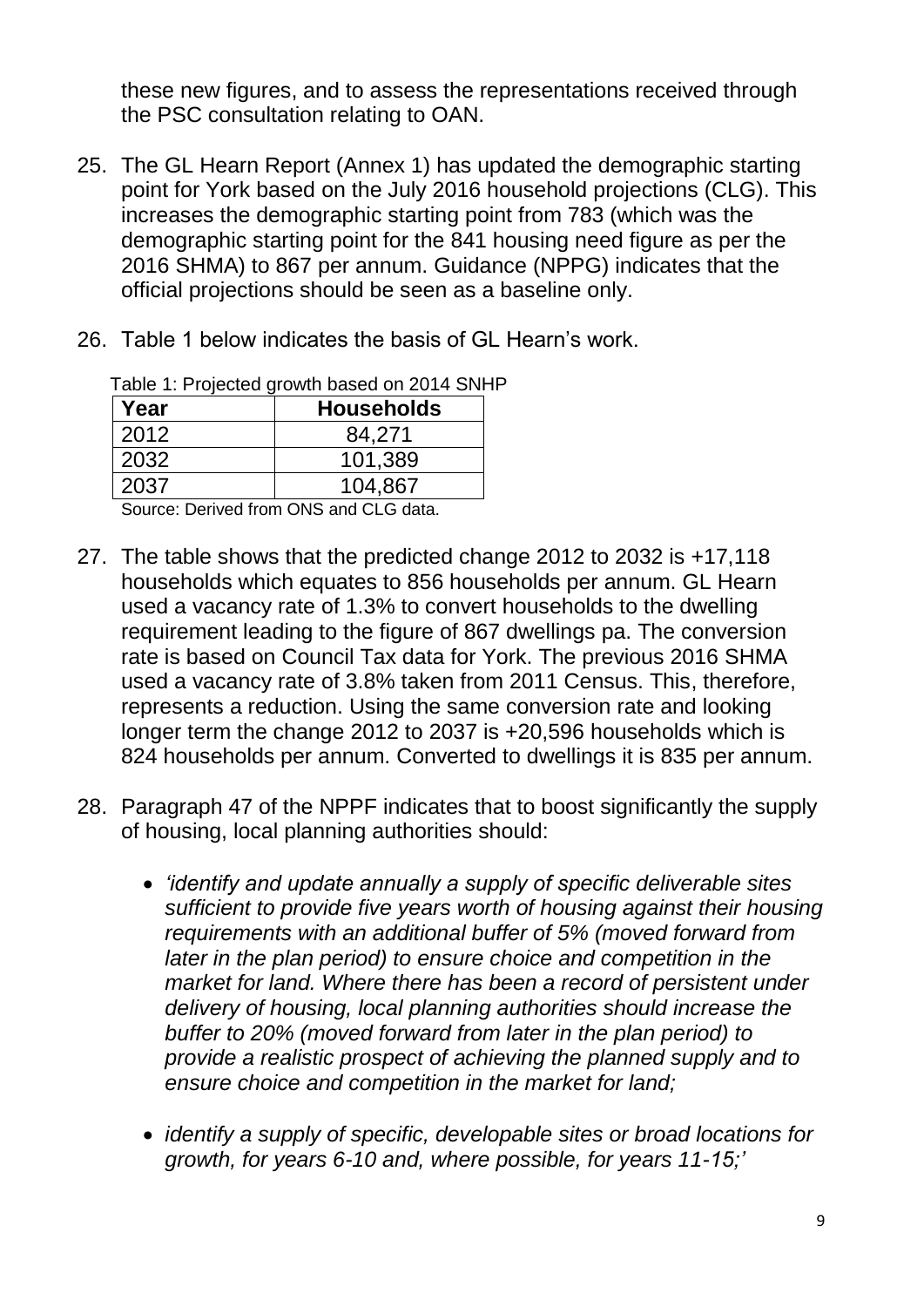these new figures, and to assess the representations received through the PSC consultation relating to OAN.

25. The GL Hearn Report (Annex 1) has updated the demographic starting point for York based on the July 2016 household projections (CLG). This increases the demographic starting point from 783 (which was the demographic starting point for the 841 housing need figure as per the 2016 SHMA) to 867 per annum. Guidance (NPPG) indicates that the official projections should be seen as a baseline only.

26. Table 1 below indicates the basis of GL Hearn's work.

Table 1: Projected growth based on 2014 SNHP

| Year | Households |
|---|---|
| 2012 | 84,271 |
| 2032 | 101,389 |
| 2037 | 104,867 |

Source: Derived from ONS and CLG data.

27. The table shows that the predicted change 2012 to 2032 is +17,118 households which equates to 856 households per annum. GL Hearn used a vacancy rate of 1.3% to convert households to the dwelling requirement leading to the figure of 867 dwellings pa. The conversion rate is based on Council Tax data for York. The previous 2016 SHMA used a vacancy rate of 3.8% taken from 2011 Census. This, therefore, represents a reduction. Using the same conversion rate and looking longer term the change 2012 to 2037 is +20,596 households which is 824 households per annum. Converted to dwellings it is 835 per annum.

28. Paragraph 47 of the NPPF indicates that to boost significantly the supply of housing, local planning authorities should:

    - *'identify and update annually a supply of specific deliverable sites sufficient to provide five years worth of housing against their housing requirements with an additional buffer of 5% (moved forward from later in the plan period) to ensure choice and competition in the market for land. Where there has been a record of persistent under delivery of housing, local planning authorities should increase the buffer to 20% (moved forward from later in the plan period) to provide a realistic prospect of achieving the planned supply and to ensure choice and competition in the market for land;*

    - *identify a supply of specific, developable sites or broad locations for growth, for years 6-10 and, where possible, for years 11-15;'*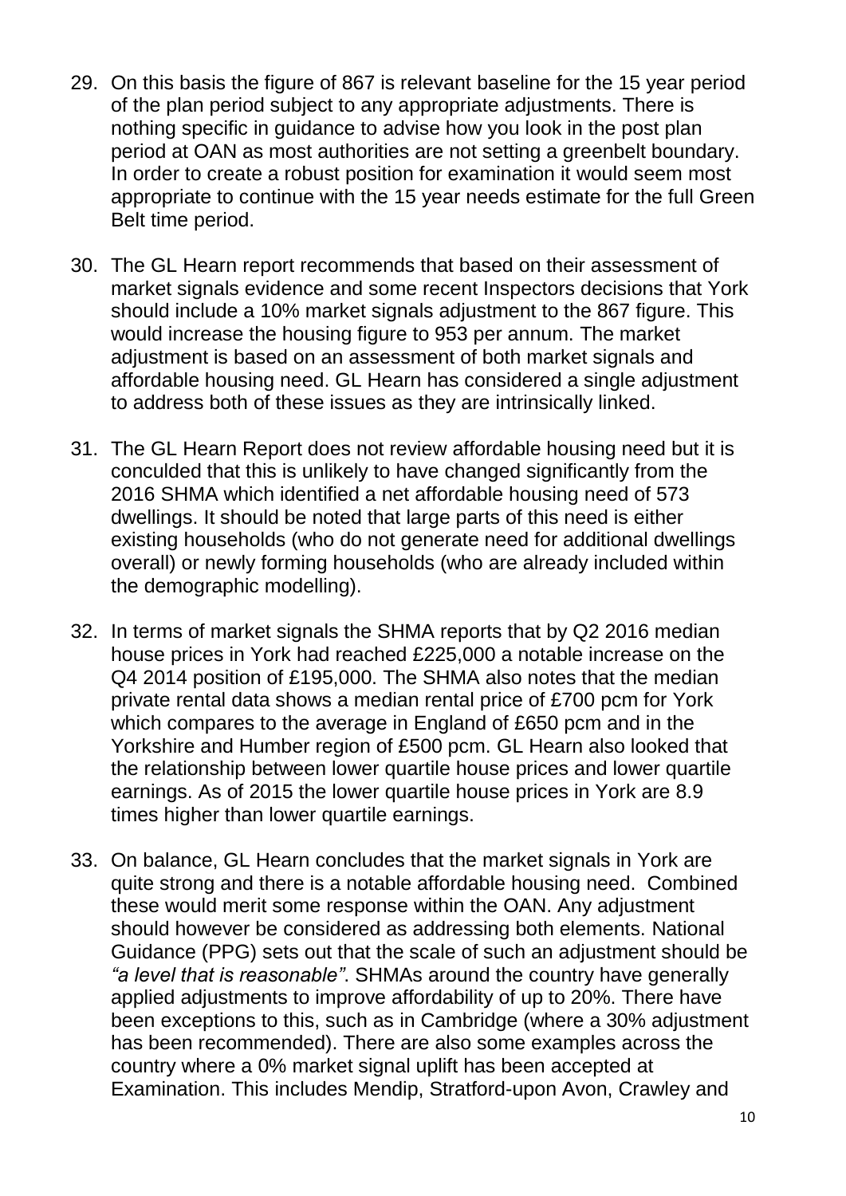29. On this basis the figure of 867 is relevant baseline for the 15 year period of the plan period subject to any appropriate adjustments. There is nothing specific in guidance to advise how you look in the post plan period at OAN as most authorities are not setting a greenbelt boundary. In order to create a robust position for examination it would seem most appropriate to continue with the 15 year needs estimate for the full Green Belt time period.

30. The GL Hearn report recommends that based on their assessment of market signals evidence and some recent Inspectors decisions that York should include a 10% market signals adjustment to the 867 figure. This would increase the housing figure to 953 per annum. The market adjustment is based on an assessment of both market signals and affordable housing need. GL Hearn has considered a single adjustment to address both of these issues as they are intrinsically linked.

31. The GL Hearn Report does not review affordable housing need but it is conculded that this is unlikely to have changed significantly from the 2016 SHMA which identified a net affordable housing need of 573 dwellings. It should be noted that large parts of this need is either existing households (who do not generate need for additional dwellings overall) or newly forming households (who are already included within the demographic modelling).

32. In terms of market signals the SHMA reports that by Q2 2016 median house prices in York had reached £225,000 a notable increase on the Q4 2014 position of £195,000. The SHMA also notes that the median private rental data shows a median rental price of £700 pcm for York which compares to the average in England of £650 pcm and in the Yorkshire and Humber region of £500 pcm. GL Hearn also looked that the relationship between lower quartile house prices and lower quartile earnings. As of 2015 the lower quartile house prices in York are 8.9 times higher than lower quartile earnings.

33. On balance, GL Hearn concludes that the market signals in York are quite strong and there is a notable affordable housing need. Combined these would merit some response within the OAN. Any adjustment should however be considered as addressing both elements. National Guidance (PPG) sets out that the scale of such an adjustment should be *"a level that is reasonable"*. SHMAs around the country have generally applied adjustments to improve affordability of up to 20%. There have been exceptions to this, such as in Cambridge (where a 30% adjustment has been recommended). There are also some examples across the country where a 0% market signal uplift has been accepted at Examination. This includes Mendip, Stratford-upon Avon, Crawley and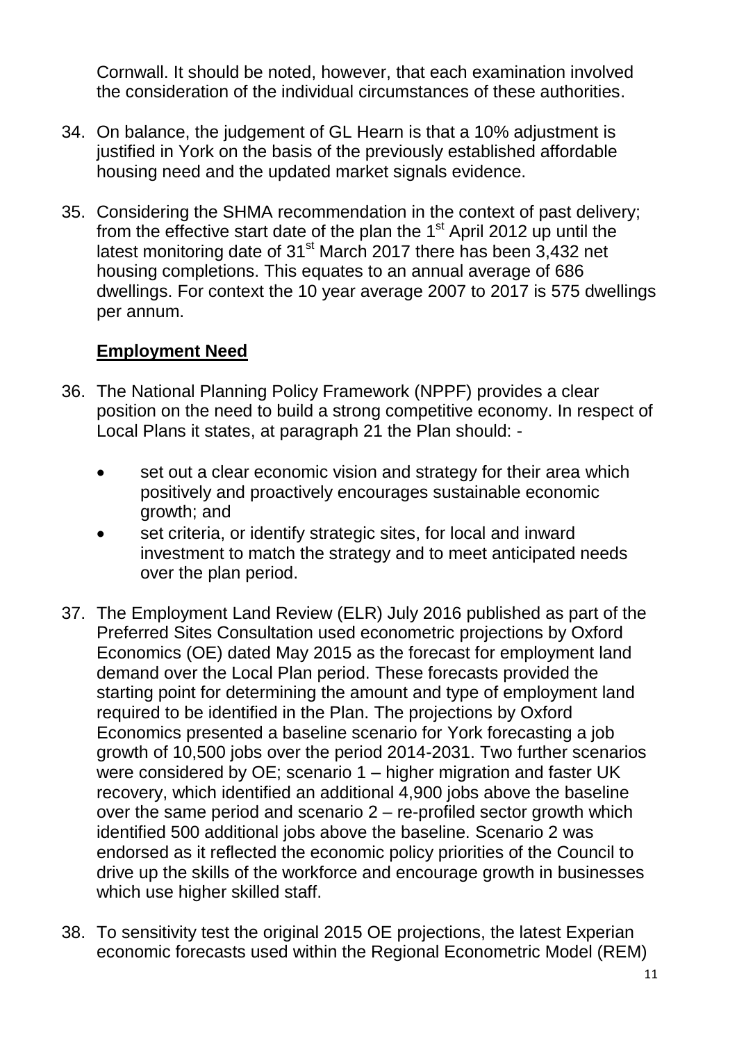Cornwall. It should be noted, however, that each examination involved the consideration of the individual circumstances of these authorities.

34. On balance, the judgement of GL Hearn is that a 10% adjustment is justified in York on the basis of the previously established affordable housing need and the updated market signals evidence.

35. Considering the SHMA recommendation in the context of past delivery; from the effective start date of the plan the 1st April 2012 up until the latest monitoring date of 31st March 2017 there has been 3,432 net housing completions. This equates to an annual average of 686 dwellings. For context the 10 year average 2007 to 2017 is 575 dwellings per annum.

## Employment Need

36. The National Planning Policy Framework (NPPF) provides a clear position on the need to build a strong competitive economy. In respect of Local Plans it states, at paragraph 21 the Plan should: -

    - set out a clear economic vision and strategy for their area which positively and proactively encourages sustainable economic growth; and
    - set criteria, or identify strategic sites, for local and inward investment to match the strategy and to meet anticipated needs over the plan period.

37. The Employment Land Review (ELR) July 2016 published as part of the Preferred Sites Consultation used econometric projections by Oxford Economics (OE) dated May 2015 as the forecast for employment land demand over the Local Plan period. These forecasts provided the starting point for determining the amount and type of employment land required to be identified in the Plan. The projections by Oxford Economics presented a baseline scenario for York forecasting a job growth of 10,500 jobs over the period 2014-2031. Two further scenarios were considered by OE; scenario 1 – higher migration and faster UK recovery, which identified an additional 4,900 jobs above the baseline over the same period and scenario 2 – re-profiled sector growth which identified 500 additional jobs above the baseline. Scenario 2 was endorsed as it reflected the economic policy priorities of the Council to drive up the skills of the workforce and encourage growth in businesses which use higher skilled staff.

38. To sensitivity test the original 2015 OE projections, the latest Experian economic forecasts used within the Regional Econometric Model (REM)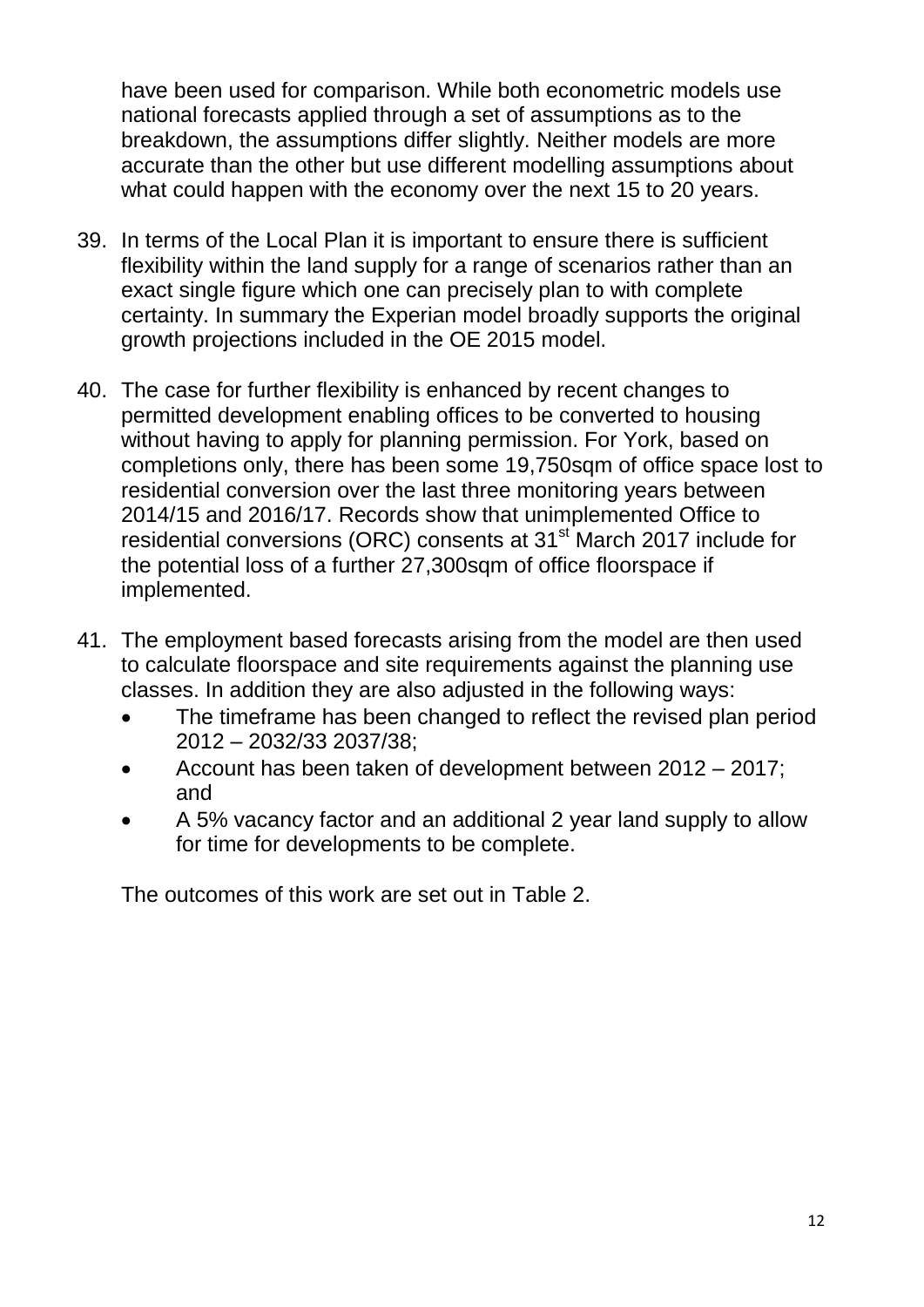have been used for comparison. While both econometric models use national forecasts applied through a set of assumptions as to the breakdown, the assumptions differ slightly. Neither models are more accurate than the other but use different modelling assumptions about what could happen with the economy over the next 15 to 20 years.

39. In terms of the Local Plan it is important to ensure there is sufficient flexibility within the land supply for a range of scenarios rather than an exact single figure which one can precisely plan to with complete certainty. In summary the Experian model broadly supports the original growth projections included in the OE 2015 model.

40. The case for further flexibility is enhanced by recent changes to permitted development enabling offices to be converted to housing without having to apply for planning permission. For York, based on completions only, there has been some 19,750sqm of office space lost to residential conversion over the last three monitoring years between 2014/15 and 2016/17. Records show that unimplemented Office to residential conversions (ORC) consents at 31st March 2017 include for the potential loss of a further 27,300sqm of office floorspace if implemented.

41. The employment based forecasts arising from the model are then used to calculate floorspace and site requirements against the planning use classes. In addition they are also adjusted in the following ways:
    - The timeframe has been changed to reflect the revised plan period 2012 – 2032/33 2037/38;
    - Account has been taken of development between 2012 – 2017; and
    - A 5% vacancy factor and an additional 2 year land supply to allow for time for developments to be complete.

    The outcomes of this work are set out in Table 2.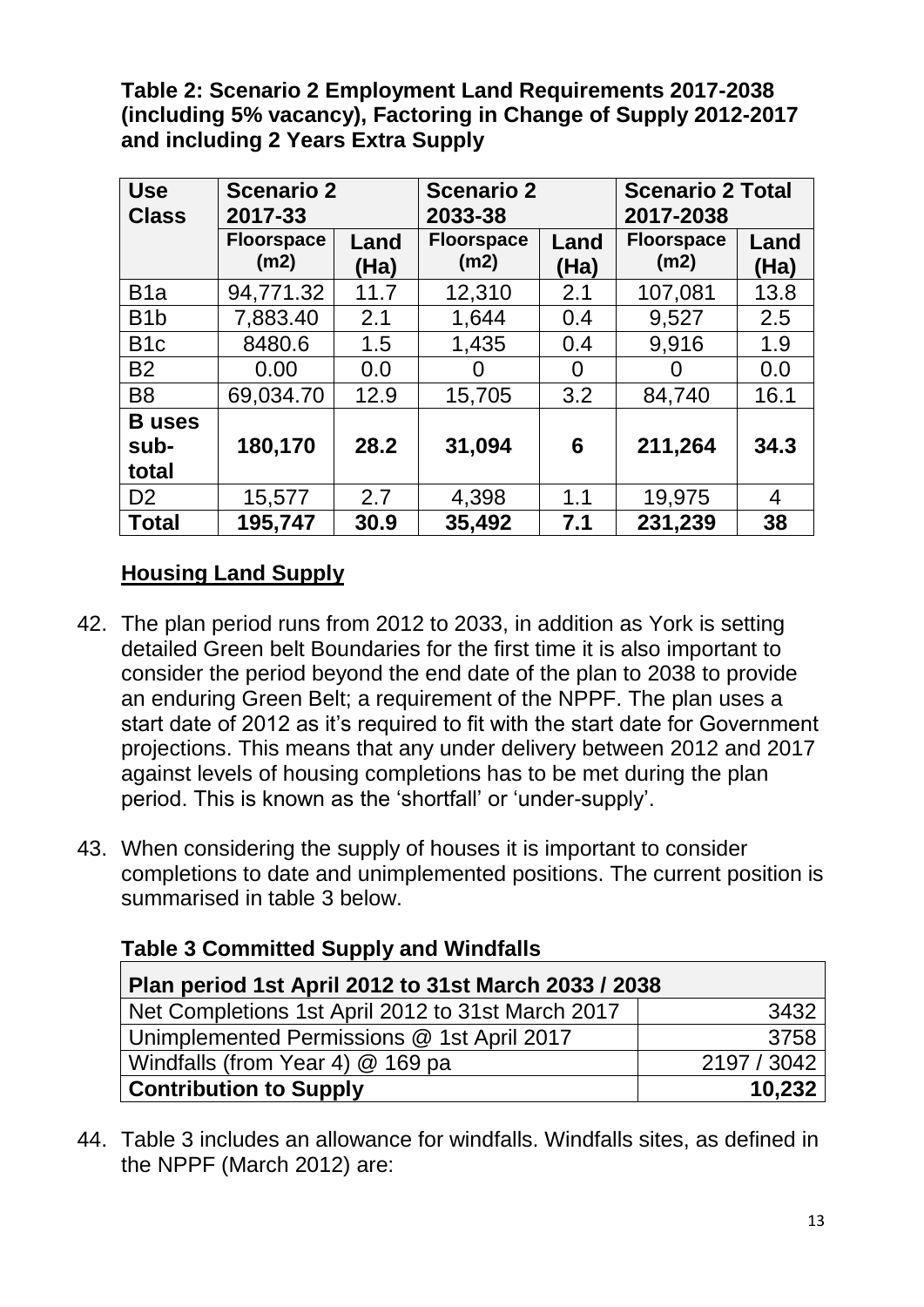**Table 2: Scenario 2 Employment Land Requirements 2017-2038 (including 5% vacancy), Factoring in Change of Supply 2012-2017 and including 2 Years Extra Supply**

| Use Class | Scenario 2 2017-33 | | Scenario 2 2033-38 | | Scenario 2 Total 2017-2038 | |
|---|---|---|---|---|---|---|
| | **Floorspace (m2)** | **Land (Ha)** | **Floorspace (m2)** | **Land (Ha)** | **Floorspace (m2)** | **Land (Ha)** |
| B1a | 94,771.32 | 11.7 | 12,310 | 2.1 | 107,081 | 13.8 |
| B1b | 7,883.40 | 2.1 | 1,644 | 0.4 | 9,527 | 2.5 |
| B1c | 8480.6 | 1.5 | 1,435 | 0.4 | 9,916 | 1.9 |
| B2 | 0.00 | 0.0 | 0 | 0 | 0 | 0.0 |
| B8 | 69,034.70 | 12.9 | 15,705 | 3.2 | 84,740 | 16.1 |
| **B uses sub-total** | **180,170** | **28.2** | **31,094** | **6** | **211,264** | **34.3** |
| D2 | 15,577 | 2.7 | 4,398 | 1.1 | 19,975 | 4 |
| **Total** | **195,747** | **30.9** | **35,492** | **7.1** | **231,239** | **38** |

## Housing Land Supply

42. The plan period runs from 2012 to 2033, in addition as York is setting detailed Green belt Boundaries for the first time it is also important to consider the period beyond the end date of the plan to 2038 to provide an enduring Green Belt; a requirement of the NPPF. The plan uses a start date of 2012 as it's required to fit with the start date for Government projections. This means that any under delivery between 2012 and 2017 against levels of housing completions has to be met during the plan period. This is known as the 'shortfall' or 'under-supply'.

43. When considering the supply of houses it is important to consider completions to date and unimplemented positions. The current position is summarised in table 3 below.

**Table 3 Committed Supply and Windfalls**

| Plan period 1st April 2012 to 31st March 2033 / 2038 | |
|---|---|
| Net Completions 1st April 2012 to 31st March 2017 | 3432 |
| Unimplemented Permissions @ 1st April 2017 | 3758 |
| Windfalls (from Year 4) @ 169 pa | 2197 / 3042 |
| **Contribution to Supply** | **10,232** |

44. Table 3 includes an allowance for windfalls. Windfalls sites, as defined in the NPPF (March 2012) are: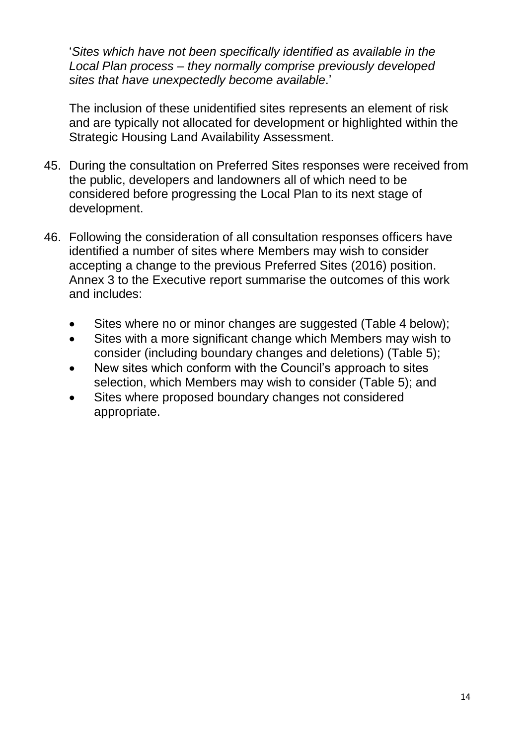'*Sites which have not been specifically identified as available in the Local Plan process – they normally comprise previously developed sites that have unexpectedly become available*.'

The inclusion of these unidentified sites represents an element of risk and are typically not allocated for development or highlighted within the Strategic Housing Land Availability Assessment.

45. During the consultation on Preferred Sites responses were received from the public, developers and landowners all of which need to be considered before progressing the Local Plan to its next stage of development.

46. Following the consideration of all consultation responses officers have identified a number of sites where Members may wish to consider accepting a change to the previous Preferred Sites (2016) position. Annex 3 to the Executive report summarise the outcomes of this work and includes:

    - Sites where no or minor changes are suggested (Table 4 below);
    - Sites with a more significant change which Members may wish to consider (including boundary changes and deletions) (Table 5);
    - New sites which conform with the Council's approach to sites selection, which Members may wish to consider (Table 5); and
    - Sites where proposed boundary changes not considered appropriate.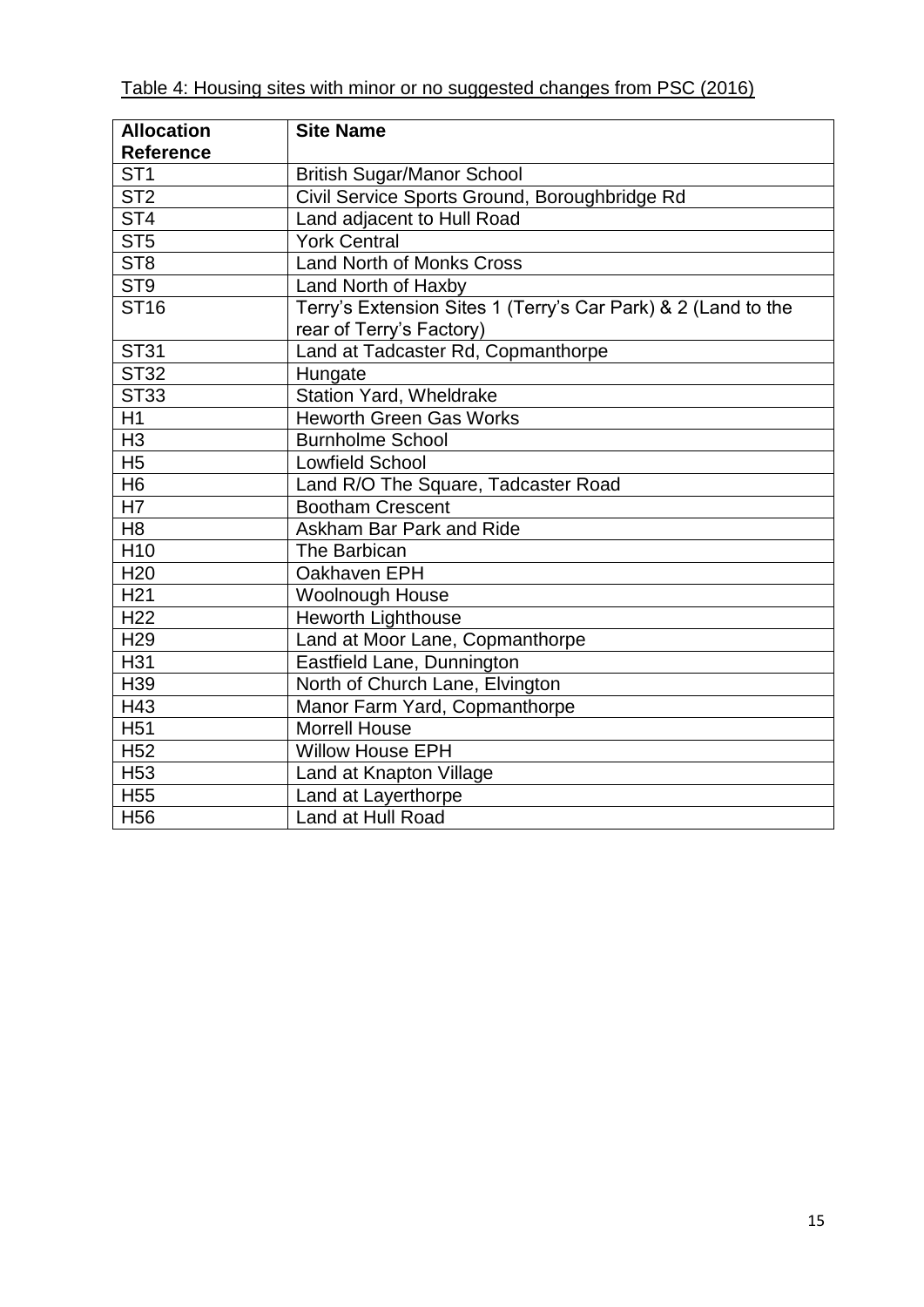Table 4: Housing sites with minor or no suggested changes from PSC (2016)

| Allocation Reference | Site Name |
|---|---|
| ST1 | British Sugar/Manor School |
| ST2 | Civil Service Sports Ground, Boroughbridge Rd |
| ST4 | Land adjacent to Hull Road |
| ST5 | York Central |
| ST8 | Land North of Monks Cross |
| ST9 | Land North of Haxby |
| ST16 | Terry's Extension Sites 1 (Terry's Car Park) & 2 (Land to the rear of Terry's Factory) |
| ST31 | Land at Tadcaster Rd, Copmanthorpe |
| ST32 | Hungate |
| ST33 | Station Yard, Wheldrake |
| H1 | Heworth Green Gas Works |
| H3 | Burnholme School |
| H5 | Lowfield School |
| H6 | Land R/O The Square, Tadcaster Road |
| H7 | Bootham Crescent |
| H8 | Askham Bar Park and Ride |
| H10 | The Barbican |
| H20 | Oakhaven EPH |
| H21 | Woolnough House |
| H22 | Heworth Lighthouse |
| H29 | Land at Moor Lane, Copmanthorpe |
| H31 | Eastfield Lane, Dunnington |
| H39 | North of Church Lane, Elvington |
| H43 | Manor Farm Yard, Copmanthorpe |
| H51 | Morrell House |
| H52 | Willow House EPH |
| H53 | Land at Knapton Village |
| H55 | Land at Layerthorpe |
| H56 | Land at Hull Road |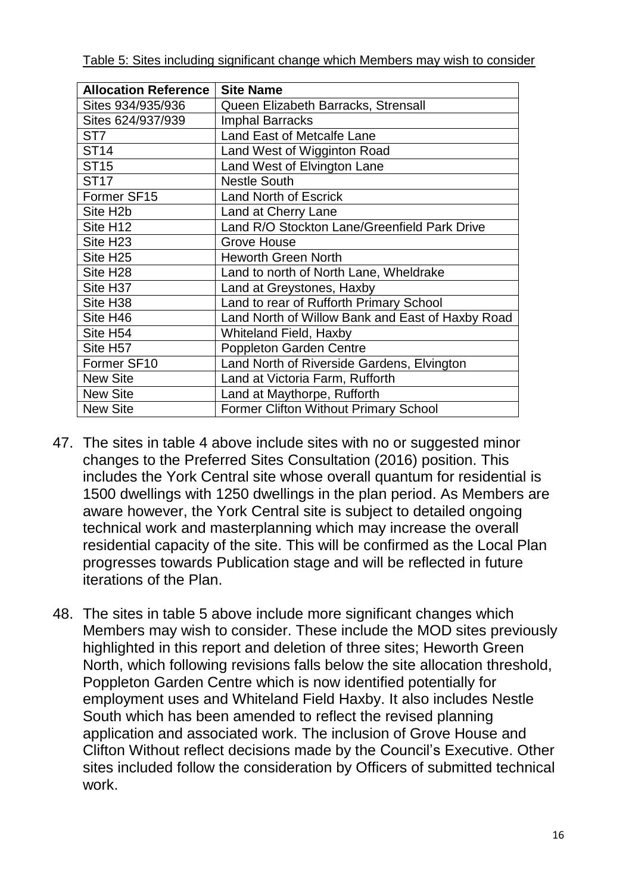Table 5: Sites including significant change which Members may wish to consider

| Allocation Reference | Site Name |
| --- | --- |
| Sites 934/935/936 | Queen Elizabeth Barracks, Strensall |
| Sites 624/937/939 | Imphal Barracks |
| ST7 | Land East of Metcalfe Lane |
| ST14 | Land West of Wigginton Road |
| ST15 | Land West of Elvington Lane |
| ST17 | Nestle South |
| Former SF15 | Land North of Escrick |
| Site H2b | Land at Cherry Lane |
| Site H12 | Land R/O Stockton Lane/Greenfield Park Drive |
| Site H23 | Grove House |
| Site H25 | Heworth Green North |
| Site H28 | Land to north of North Lane, Wheldrake |
| Site H37 | Land at Greystones, Haxby |
| Site H38 | Land to rear of Rufforth Primary School |
| Site H46 | Land North of Willow Bank and East of Haxby Road |
| Site H54 | Whiteland Field, Haxby |
| Site H57 | Poppleton Garden Centre |
| Former SF10 | Land North of Riverside Gardens, Elvington |
| New Site | Land at Victoria Farm, Rufforth |
| New Site | Land at Maythorpe, Rufforth |
| New Site | Former Clifton Without Primary School |

47. The sites in table 4 above include sites with no or suggested minor changes to the Preferred Sites Consultation (2016) position. This includes the York Central site whose overall quantum for residential is 1500 dwellings with 1250 dwellings in the plan period. As Members are aware however, the York Central site is subject to detailed ongoing technical work and masterplanning which may increase the overall residential capacity of the site. This will be confirmed as the Local Plan progresses towards Publication stage and will be reflected in future iterations of the Plan.

48. The sites in table 5 above include more significant changes which Members may wish to consider. These include the MOD sites previously highlighted in this report and deletion of three sites; Heworth Green North, which following revisions falls below the site allocation threshold, Poppleton Garden Centre which is now identified potentially for employment uses and Whiteland Field Haxby. It also includes Nestle South which has been amended to reflect the revised planning application and associated work. The inclusion of Grove House and Clifton Without reflect decisions made by the Council's Executive. Other sites included follow the consideration by Officers of submitted technical work.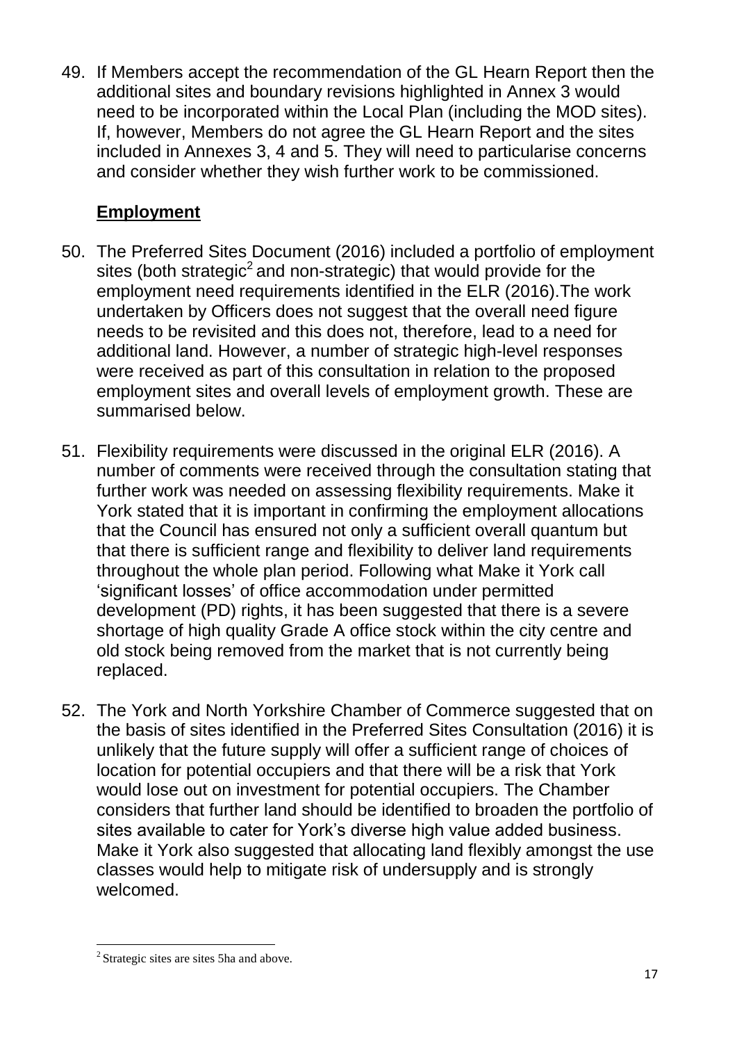49. If Members accept the recommendation of the GL Hearn Report then the additional sites and boundary revisions highlighted in Annex 3 would need to be incorporated within the Local Plan (including the MOD sites). If, however, Members do not agree the GL Hearn Report and the sites included in Annexes 3, 4 and 5. They will need to particularise concerns and consider whether they wish further work to be commissioned.

## **Employment**

50. The Preferred Sites Document (2016) included a portfolio of employment sites (both strategic[2] and non-strategic) that would provide for the employment need requirements identified in the ELR (2016).The work undertaken by Officers does not suggest that the overall need figure needs to be revisited and this does not, therefore, lead to a need for additional land. However, a number of strategic high-level responses were received as part of this consultation in relation to the proposed employment sites and overall levels of employment growth. These are summarised below.

51. Flexibility requirements were discussed in the original ELR (2016). A number of comments were received through the consultation stating that further work was needed on assessing flexibility requirements. Make it York stated that it is important in confirming the employment allocations that the Council has ensured not only a sufficient overall quantum but that there is sufficient range and flexibility to deliver land requirements throughout the whole plan period. Following what Make it York call 'significant losses' of office accommodation under permitted development (PD) rights, it has been suggested that there is a severe shortage of high quality Grade A office stock within the city centre and old stock being removed from the market that is not currently being replaced.

52. The York and North Yorkshire Chamber of Commerce suggested that on the basis of sites identified in the Preferred Sites Consultation (2016) it is unlikely that the future supply will offer a sufficient range of choices of location for potential occupiers and that there will be a risk that York would lose out on investment for potential occupiers. The Chamber considers that further land should be identified to broaden the portfolio of sites available to cater for York's diverse high value added business. Make it York also suggested that allocating land flexibly amongst the use classes would help to mitigate risk of undersupply and is strongly welcomed.

---

[2] Strategic sites are sites 5ha and above.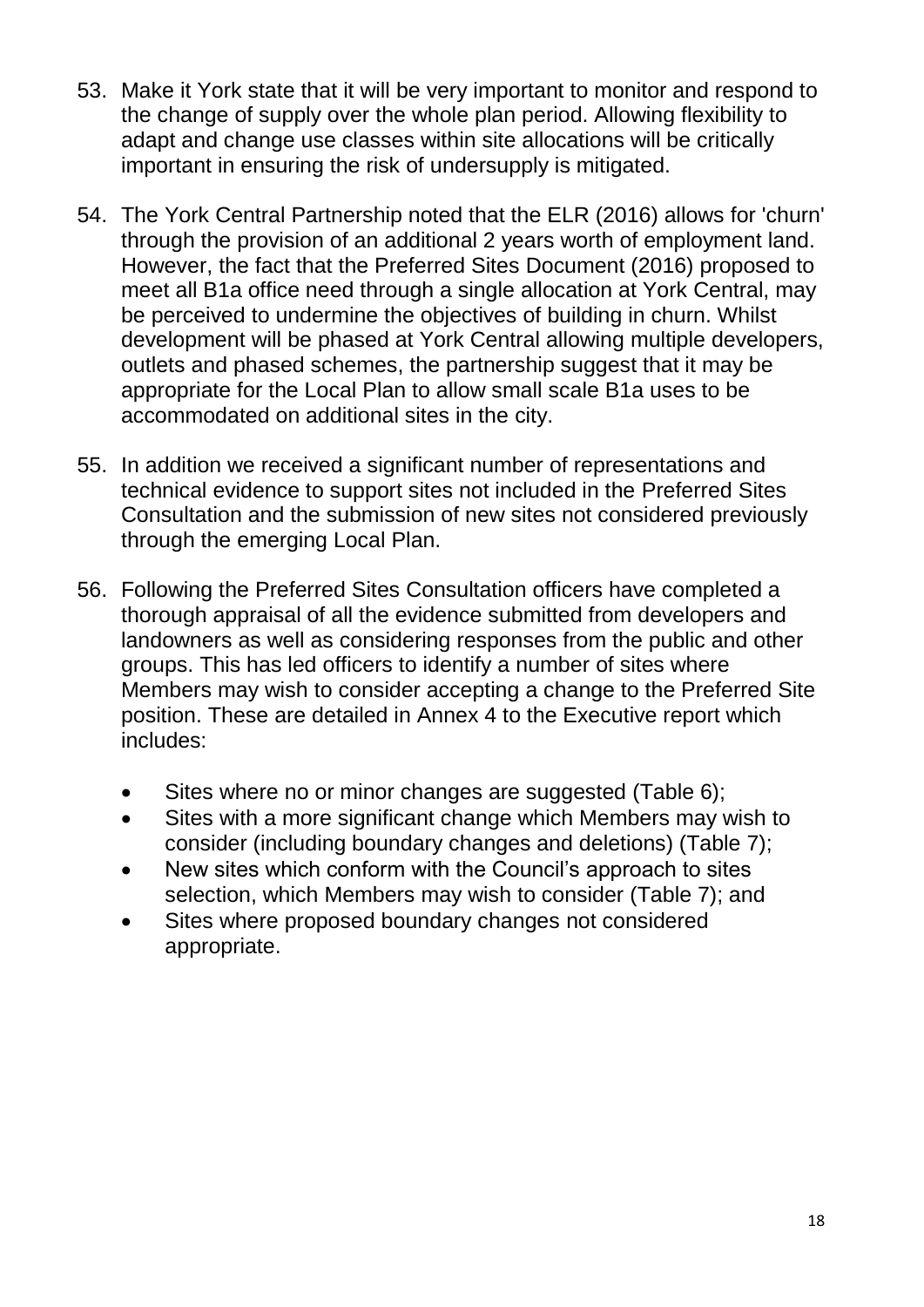53. Make it York state that it will be very important to monitor and respond to the change of supply over the whole plan period. Allowing flexibility to adapt and change use classes within site allocations will be critically important in ensuring the risk of undersupply is mitigated.

54. The York Central Partnership noted that the ELR (2016) allows for 'churn' through the provision of an additional 2 years worth of employment land. However, the fact that the Preferred Sites Document (2016) proposed to meet all B1a office need through a single allocation at York Central, may be perceived to undermine the objectives of building in churn. Whilst development will be phased at York Central allowing multiple developers, outlets and phased schemes, the partnership suggest that it may be appropriate for the Local Plan to allow small scale B1a uses to be accommodated on additional sites in the city.

55. In addition we received a significant number of representations and technical evidence to support sites not included in the Preferred Sites Consultation and the submission of new sites not considered previously through the emerging Local Plan.

56. Following the Preferred Sites Consultation officers have completed a thorough appraisal of all the evidence submitted from developers and landowners as well as considering responses from the public and other groups. This has led officers to identify a number of sites where Members may wish to consider accepting a change to the Preferred Site position. These are detailed in Annex 4 to the Executive report which includes:

    - Sites where no or minor changes are suggested (Table 6);
    - Sites with a more significant change which Members may wish to consider (including boundary changes and deletions) (Table 7);
    - New sites which conform with the Council's approach to sites selection, which Members may wish to consider (Table 7); and
    - Sites where proposed boundary changes not considered appropriate.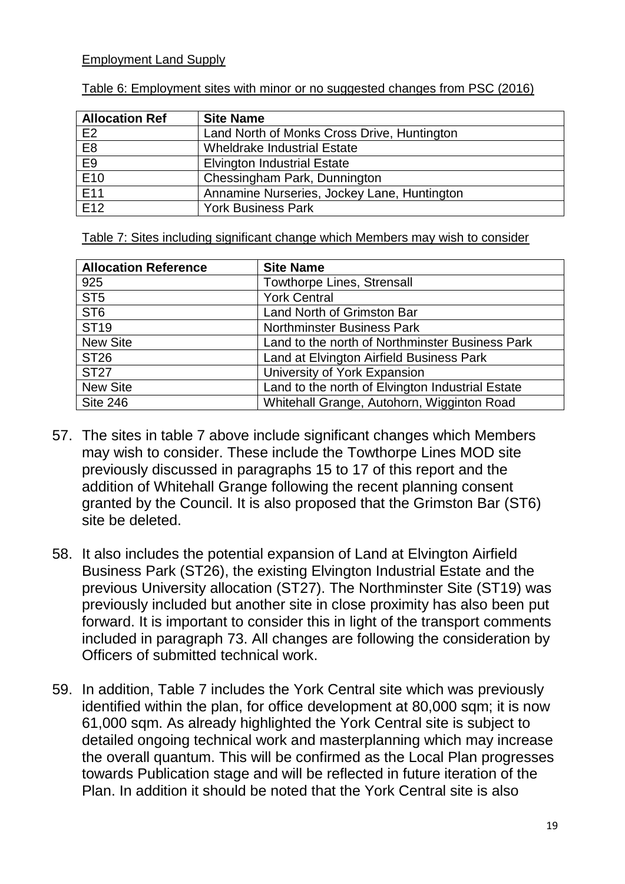Employment Land Supply

Table 6: Employment sites with minor or no suggested changes from PSC (2016)

| Allocation Ref | Site Name |
|---|---|
| E2 | Land North of Monks Cross Drive, Huntington |
| E8 | Wheldrake Industrial Estate |
| E9 | Elvington Industrial Estate |
| E10 | Chessingham Park, Dunnington |
| E11 | Annamine Nurseries, Jockey Lane, Huntington |
| E12 | York Business Park |

Table 7: Sites including significant change which Members may wish to consider

| Allocation Reference | Site Name |
|---|---|
| 925 | Towthorpe Lines, Strensall |
| ST5 | York Central |
| ST6 | Land North of Grimston Bar |
| ST19 | Northminster Business Park |
| New Site | Land to the north of Northminster Business Park |
| ST26 | Land at Elvington Airfield Business Park |
| ST27 | University of York Expansion |
| New Site | Land to the north of Elvington Industrial Estate |
| Site 246 | Whitehall Grange, Autohorn, Wigginton Road |

57. The sites in table 7 above include significant changes which Members may wish to consider. These include the Towthorpe Lines MOD site previously discussed in paragraphs 15 to 17 of this report and the addition of Whitehall Grange following the recent planning consent granted by the Council. It is also proposed that the Grimston Bar (ST6) site be deleted.

58. It also includes the potential expansion of Land at Elvington Airfield Business Park (ST26), the existing Elvington Industrial Estate and the previous University allocation (ST27). The Northminster Site (ST19) was previously included but another site in close proximity has also been put forward. It is important to consider this in light of the transport comments included in paragraph 73. All changes are following the consideration by Officers of submitted technical work.

59. In addition, Table 7 includes the York Central site which was previously identified within the plan, for office development at 80,000 sqm; it is now 61,000 sqm. As already highlighted the York Central site is subject to detailed ongoing technical work and masterplanning which may increase the overall quantum. This will be confirmed as the Local Plan progresses towards Publication stage and will be reflected in future iteration of the Plan. In addition it should be noted that the York Central site is also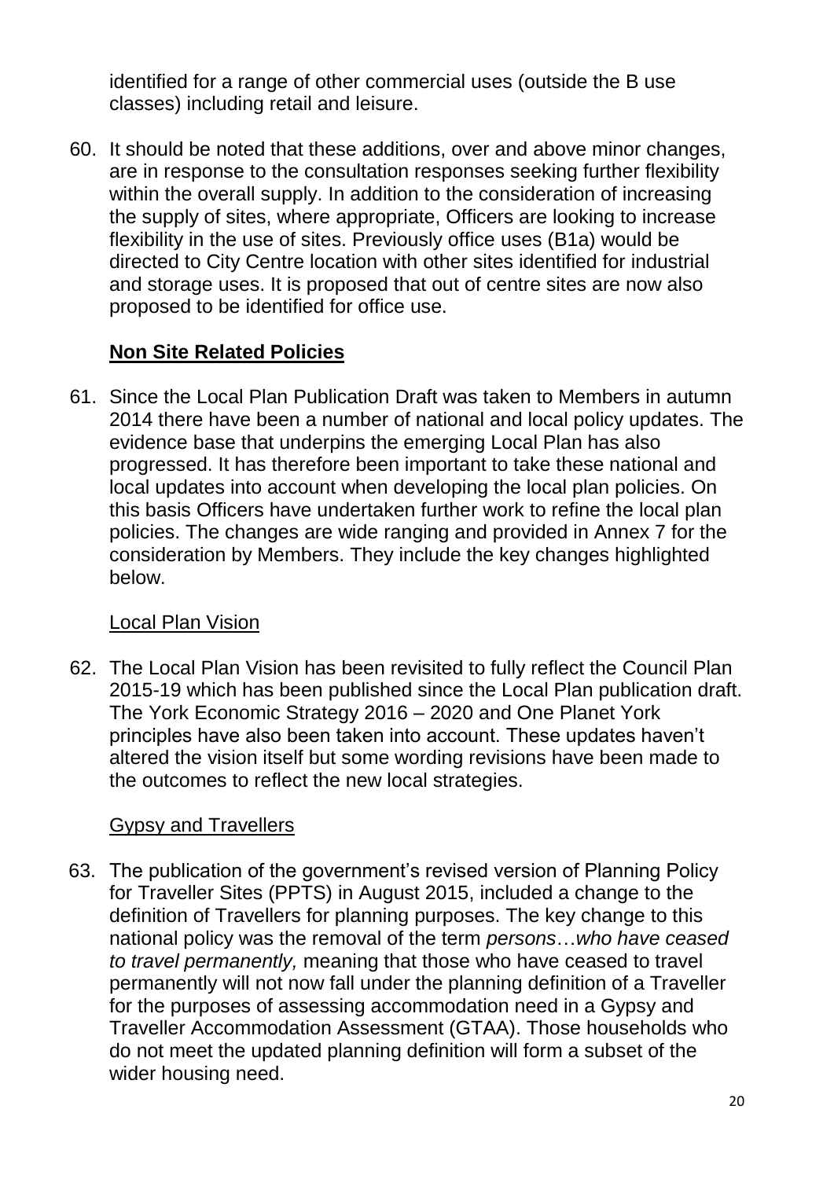identified for a range of other commercial uses (outside the B use classes) including retail and leisure.

60. It should be noted that these additions, over and above minor changes, are in response to the consultation responses seeking further flexibility within the overall supply. In addition to the consideration of increasing the supply of sites, where appropriate, Officers are looking to increase flexibility in the use of sites. Previously office uses (B1a) would be directed to City Centre location with other sites identified for industrial and storage uses. It is proposed that out of centre sites are now also proposed to be identified for office use.

## Non Site Related Policies

61. Since the Local Plan Publication Draft was taken to Members in autumn 2014 there have been a number of national and local policy updates. The evidence base that underpins the emerging Local Plan has also progressed. It has therefore been important to take these national and local updates into account when developing the local plan policies. On this basis Officers have undertaken further work to refine the local plan policies. The changes are wide ranging and provided in Annex 7 for the consideration by Members. They include the key changes highlighted below.

### Local Plan Vision

62. The Local Plan Vision has been revisited to fully reflect the Council Plan 2015-19 which has been published since the Local Plan publication draft. The York Economic Strategy 2016 – 2020 and One Planet York principles have also been taken into account. These updates haven't altered the vision itself but some wording revisions have been made to the outcomes to reflect the new local strategies.

### Gypsy and Travellers

63. The publication of the government's revised version of Planning Policy for Traveller Sites (PPTS) in August 2015, included a change to the definition of Travellers for planning purposes. The key change to this national policy was the removal of the term *persons…who have ceased to travel permanently,* meaning that those who have ceased to travel permanently will not now fall under the planning definition of a Traveller for the purposes of assessing accommodation need in a Gypsy and Traveller Accommodation Assessment (GTAA). Those households who do not meet the updated planning definition will form a subset of the wider housing need.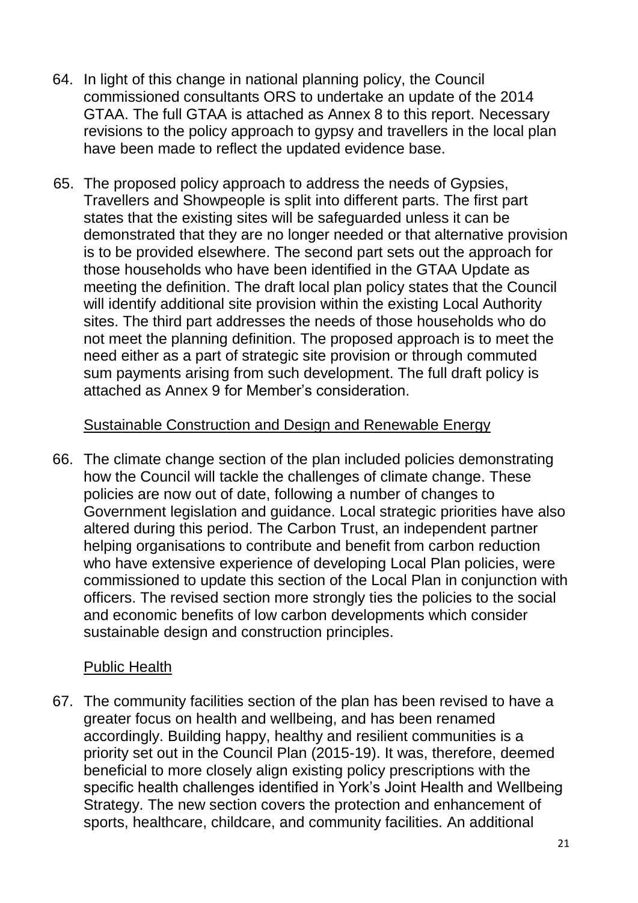64. In light of this change in national planning policy, the Council commissioned consultants ORS to undertake an update of the 2014 GTAA. The full GTAA is attached as Annex 8 to this report. Necessary revisions to the policy approach to gypsy and travellers in the local plan have been made to reflect the updated evidence base.

65. The proposed policy approach to address the needs of Gypsies, Travellers and Showpeople is split into different parts. The first part states that the existing sites will be safeguarded unless it can be demonstrated that they are no longer needed or that alternative provision is to be provided elsewhere. The second part sets out the approach for those households who have been identified in the GTAA Update as meeting the definition. The draft local plan policy states that the Council will identify additional site provision within the existing Local Authority sites. The third part addresses the needs of those households who do not meet the planning definition. The proposed approach is to meet the need either as a part of strategic site provision or through commuted sum payments arising from such development. The full draft policy is attached as Annex 9 for Member's consideration.

<u>Sustainable Construction and Design and Renewable Energy</u>

66. The climate change section of the plan included policies demonstrating how the Council will tackle the challenges of climate change. These policies are now out of date, following a number of changes to Government legislation and guidance. Local strategic priorities have also altered during this period. The Carbon Trust, an independent partner helping organisations to contribute and benefit from carbon reduction who have extensive experience of developing Local Plan policies, were commissioned to update this section of the Local Plan in conjunction with officers. The revised section more strongly ties the policies to the social and economic benefits of low carbon developments which consider sustainable design and construction principles.

<u>Public Health</u>

67. The community facilities section of the plan has been revised to have a greater focus on health and wellbeing, and has been renamed accordingly. Building happy, healthy and resilient communities is a priority set out in the Council Plan (2015-19). It was, therefore, deemed beneficial to more closely align existing policy prescriptions with the specific health challenges identified in York's Joint Health and Wellbeing Strategy. The new section covers the protection and enhancement of sports, healthcare, childcare, and community facilities. An additional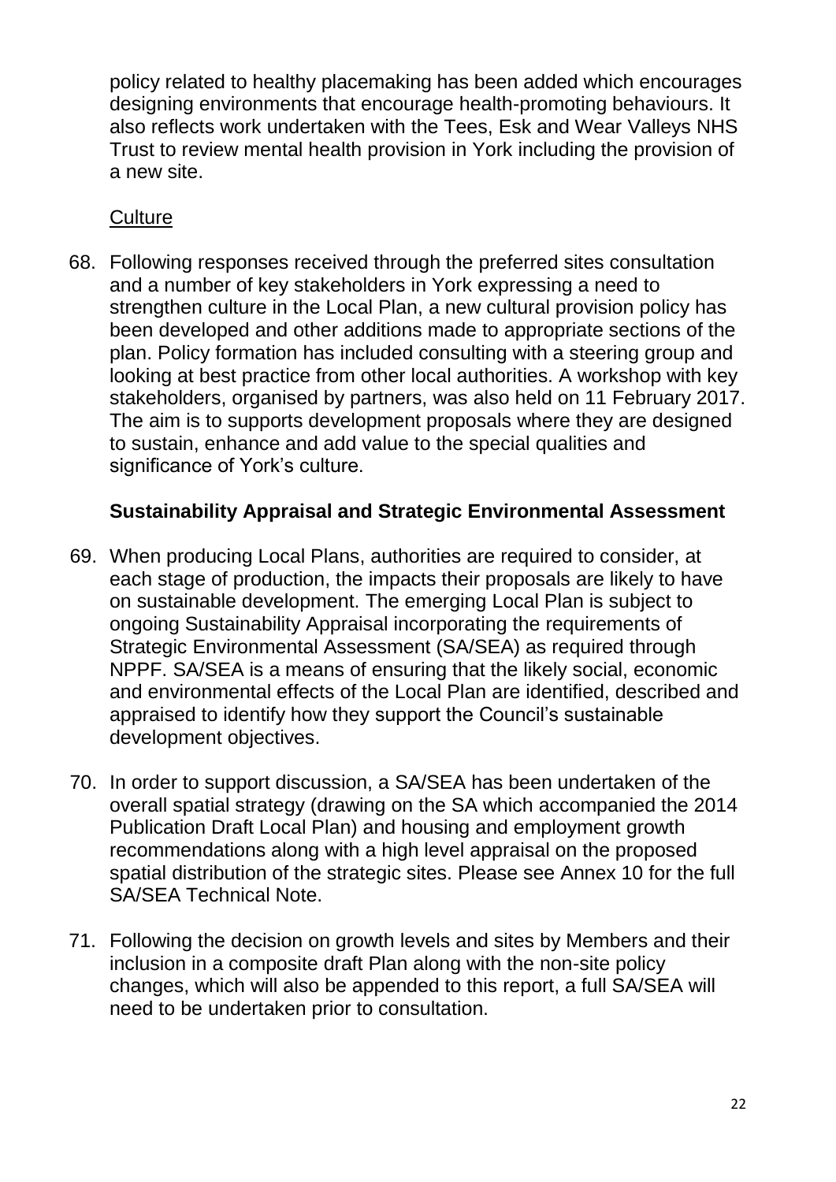policy related to healthy placemaking has been added which encourages designing environments that encourage health-promoting behaviours. It also reflects work undertaken with the Tees, Esk and Wear Valleys NHS Trust to review mental health provision in York including the provision of a new site.

Culture

68. Following responses received through the preferred sites consultation and a number of key stakeholders in York expressing a need to strengthen culture in the Local Plan, a new cultural provision policy has been developed and other additions made to appropriate sections of the plan. Policy formation has included consulting with a steering group and looking at best practice from other local authorities. A workshop with key stakeholders, organised by partners, was also held on 11 February 2017. The aim is to supports development proposals where they are designed to sustain, enhance and add value to the special qualities and significance of York's culture.

### Sustainability Appraisal and Strategic Environmental Assessment

69. When producing Local Plans, authorities are required to consider, at each stage of production, the impacts their proposals are likely to have on sustainable development. The emerging Local Plan is subject to ongoing Sustainability Appraisal incorporating the requirements of Strategic Environmental Assessment (SA/SEA) as required through NPPF. SA/SEA is a means of ensuring that the likely social, economic and environmental effects of the Local Plan are identified, described and appraised to identify how they support the Council's sustainable development objectives.

70. In order to support discussion, a SA/SEA has been undertaken of the overall spatial strategy (drawing on the SA which accompanied the 2014 Publication Draft Local Plan) and housing and employment growth recommendations along with a high level appraisal on the proposed spatial distribution of the strategic sites. Please see Annex 10 for the full SA/SEA Technical Note.

71. Following the decision on growth levels and sites by Members and their inclusion in a composite draft Plan along with the non-site policy changes, which will also be appended to this report, a full SA/SEA will need to be undertaken prior to consultation.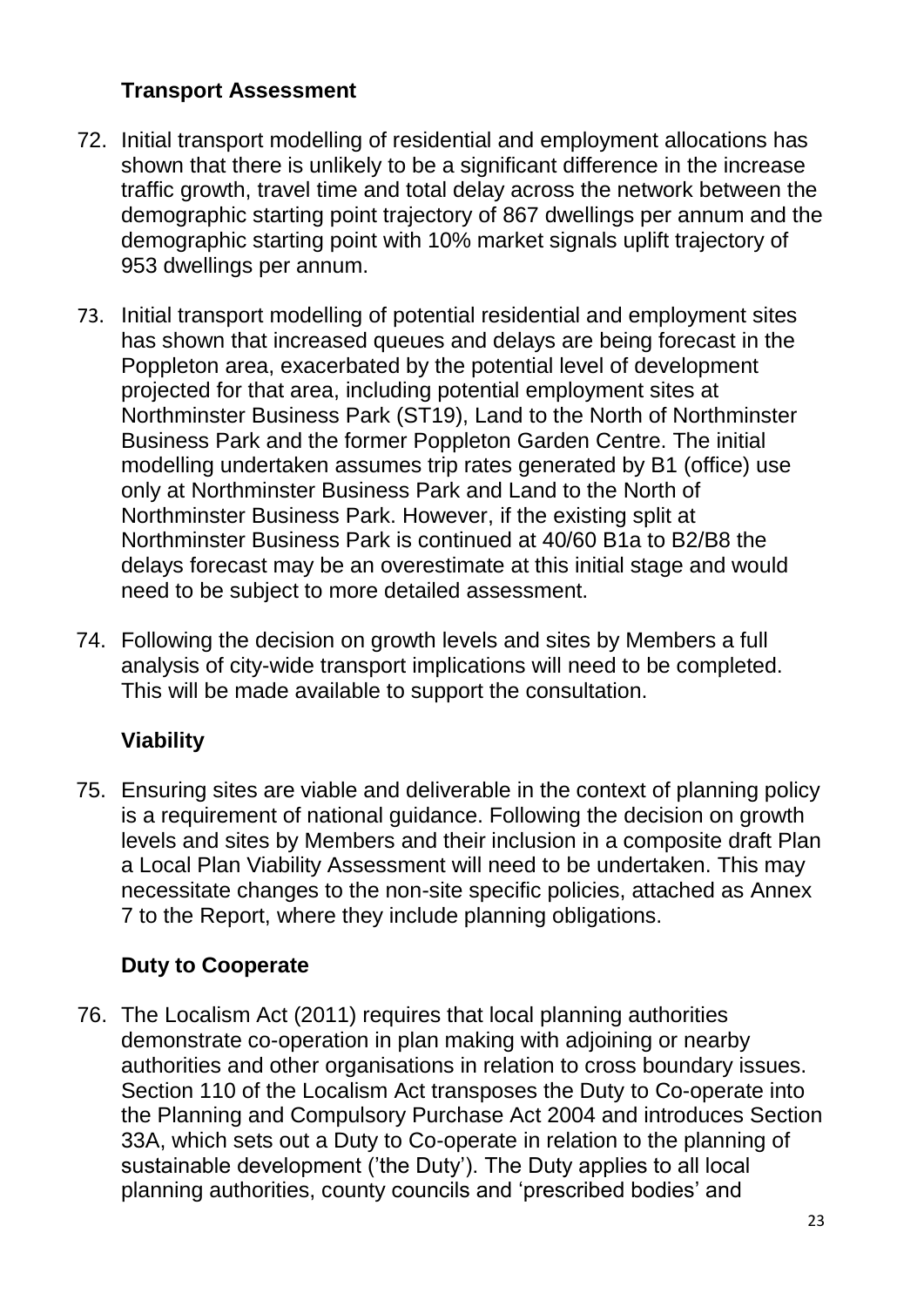### Transport Assessment

72. Initial transport modelling of residential and employment allocations has shown that there is unlikely to be a significant difference in the increase traffic growth, travel time and total delay across the network between the demographic starting point trajectory of 867 dwellings per annum and the demographic starting point with 10% market signals uplift trajectory of 953 dwellings per annum.

73. Initial transport modelling of potential residential and employment sites has shown that increased queues and delays are being forecast in the Poppleton area, exacerbated by the potential level of development projected for that area, including potential employment sites at Northminster Business Park (ST19), Land to the North of Northminster Business Park and the former Poppleton Garden Centre. The initial modelling undertaken assumes trip rates generated by B1 (office) use only at Northminster Business Park and Land to the North of Northminster Business Park. However, if the existing split at Northminster Business Park is continued at 40/60 B1a to B2/B8 the delays forecast may be an overestimate at this initial stage and would need to be subject to more detailed assessment.

74. Following the decision on growth levels and sites by Members a full analysis of city-wide transport implications will need to be completed. This will be made available to support the consultation.

### Viability

75. Ensuring sites are viable and deliverable in the context of planning policy is a requirement of national guidance. Following the decision on growth levels and sites by Members and their inclusion in a composite draft Plan a Local Plan Viability Assessment will need to be undertaken. This may necessitate changes to the non-site specific policies, attached as Annex 7 to the Report, where they include planning obligations.

### Duty to Cooperate

76. The Localism Act (2011) requires that local planning authorities demonstrate co-operation in plan making with adjoining or nearby authorities and other organisations in relation to cross boundary issues. Section 110 of the Localism Act transposes the Duty to Co-operate into the Planning and Compulsory Purchase Act 2004 and introduces Section 33A, which sets out a Duty to Co-operate in relation to the planning of sustainable development ('the Duty'). The Duty applies to all local planning authorities, county councils and 'prescribed bodies' and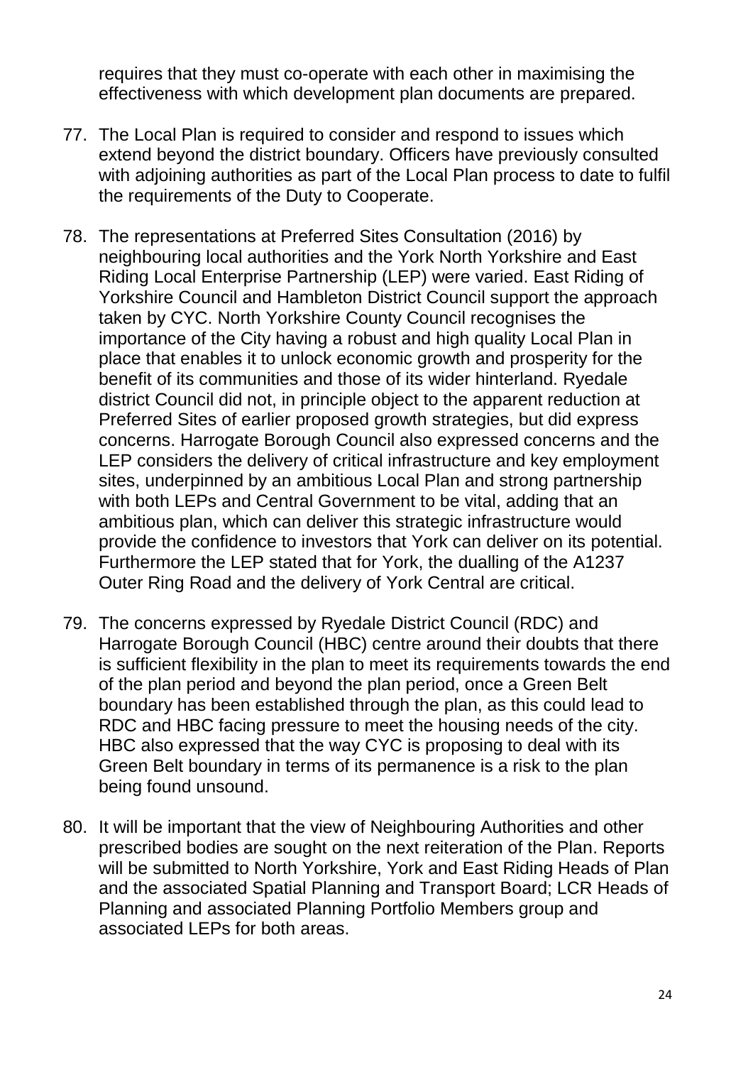requires that they must co-operate with each other in maximising the effectiveness with which development plan documents are prepared.

77. The Local Plan is required to consider and respond to issues which extend beyond the district boundary. Officers have previously consulted with adjoining authorities as part of the Local Plan process to date to fulfil the requirements of the Duty to Cooperate.

78. The representations at Preferred Sites Consultation (2016) by neighbouring local authorities and the York North Yorkshire and East Riding Local Enterprise Partnership (LEP) were varied. East Riding of Yorkshire Council and Hambleton District Council support the approach taken by CYC. North Yorkshire County Council recognises the importance of the City having a robust and high quality Local Plan in place that enables it to unlock economic growth and prosperity for the benefit of its communities and those of its wider hinterland. Ryedale district Council did not, in principle object to the apparent reduction at Preferred Sites of earlier proposed growth strategies, but did express concerns. Harrogate Borough Council also expressed concerns and the LEP considers the delivery of critical infrastructure and key employment sites, underpinned by an ambitious Local Plan and strong partnership with both LEPs and Central Government to be vital, adding that an ambitious plan, which can deliver this strategic infrastructure would provide the confidence to investors that York can deliver on its potential. Furthermore the LEP stated that for York, the dualling of the A1237 Outer Ring Road and the delivery of York Central are critical.

79. The concerns expressed by Ryedale District Council (RDC) and Harrogate Borough Council (HBC) centre around their doubts that there is sufficient flexibility in the plan to meet its requirements towards the end of the plan period and beyond the plan period, once a Green Belt boundary has been established through the plan, as this could lead to RDC and HBC facing pressure to meet the housing needs of the city. HBC also expressed that the way CYC is proposing to deal with its Green Belt boundary in terms of its permanence is a risk to the plan being found unsound.

80. It will be important that the view of Neighbouring Authorities and other prescribed bodies are sought on the next reiteration of the Plan. Reports will be submitted to North Yorkshire, York and East Riding Heads of Plan and the associated Spatial Planning and Transport Board; LCR Heads of Planning and associated Planning Portfolio Members group and associated LEPs for both areas.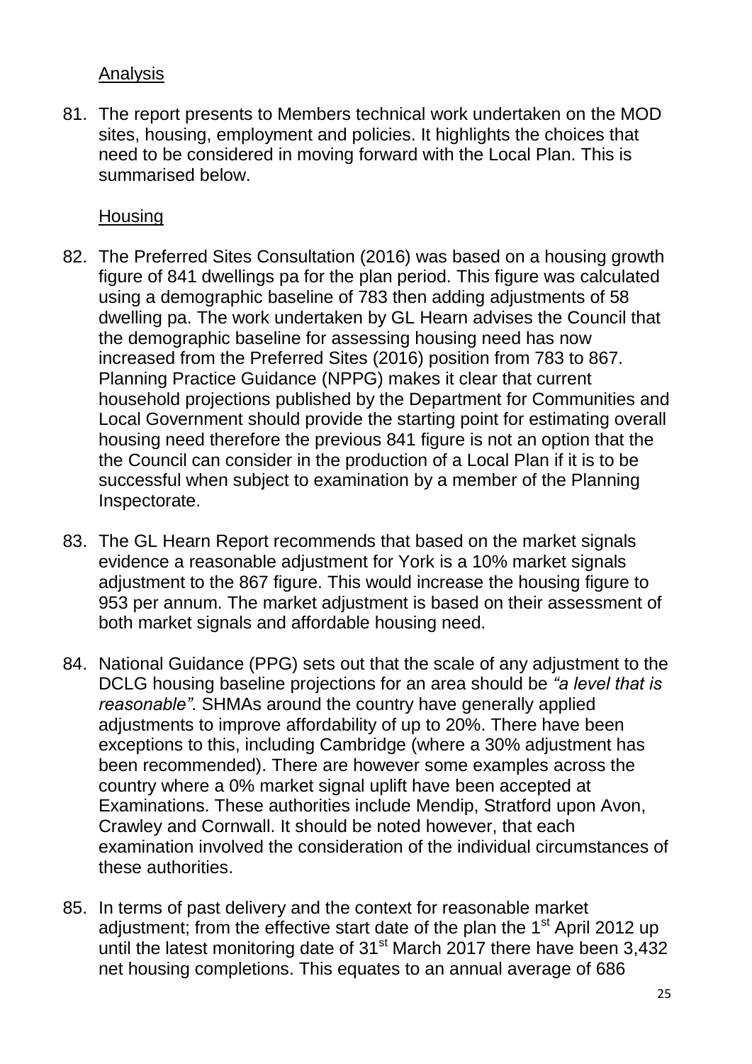## Analysis

81. The report presents to Members technical work undertaken on the MOD sites, housing, employment and policies. It highlights the choices that need to be considered in moving forward with the Local Plan. This is summarised below.

## Housing

82. The Preferred Sites Consultation (2016) was based on a housing growth figure of 841 dwellings pa for the plan period. This figure was calculated using a demographic baseline of 783 then adding adjustments of 58 dwelling pa. The work undertaken by GL Hearn advises the Council that the demographic baseline for assessing housing need has now increased from the Preferred Sites (2016) position from 783 to 867. Planning Practice Guidance (NPPG) makes it clear that current household projections published by the Department for Communities and Local Government should provide the starting point for estimating overall housing need therefore the previous 841 figure is not an option that the the Council can consider in the production of a Local Plan if it is to be successful when subject to examination by a member of the Planning Inspectorate.

83. The GL Hearn Report recommends that based on the market signals evidence a reasonable adjustment for York is a 10% market signals adjustment to the 867 figure. This would increase the housing figure to 953 per annum. The market adjustment is based on their assessment of both market signals and affordable housing need.

84. National Guidance (PPG) sets out that the scale of any adjustment to the DCLG housing baseline projections for an area should be *"a level that is reasonable"*. SHMAs around the country have generally applied adjustments to improve affordability of up to 20%. There have been exceptions to this, including Cambridge (where a 30% adjustment has been recommended). There are however some examples across the country where a 0% market signal uplift have been accepted at Examinations. These authorities include Mendip, Stratford upon Avon, Crawley and Cornwall. It should be noted however, that each examination involved the consideration of the individual circumstances of these authorities.

85. In terms of past delivery and the context for reasonable market adjustment; from the effective start date of the plan the 1st April 2012 up until the latest monitoring date of 31st March 2017 there have been 3,432 net housing completions. This equates to an annual average of 686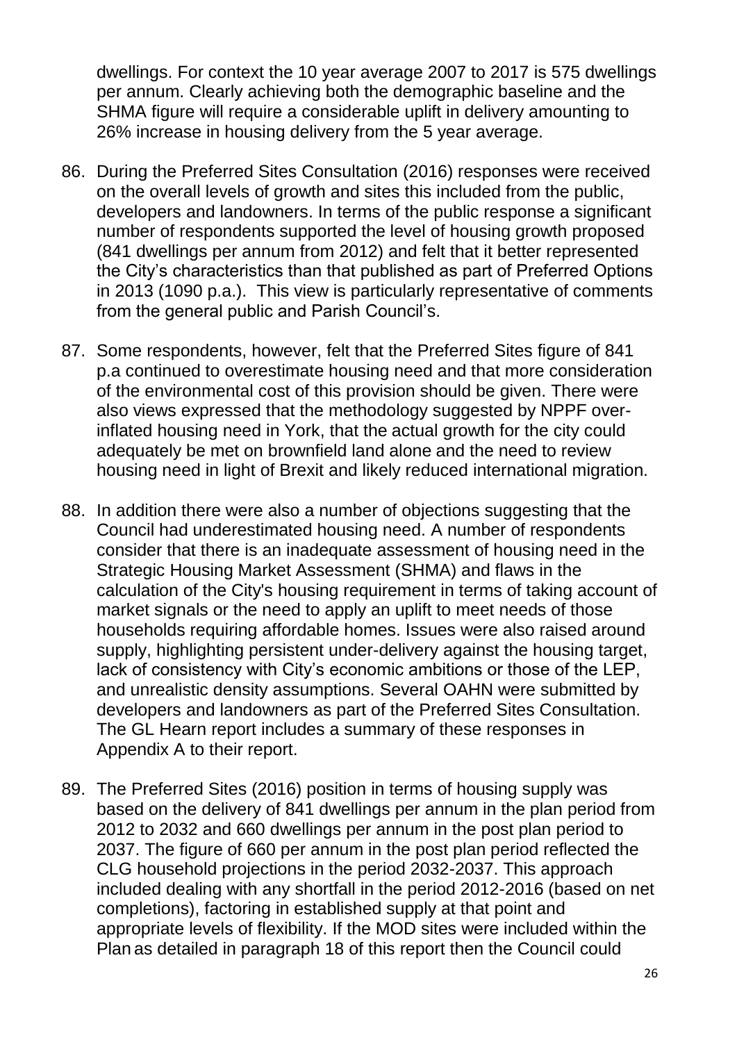dwellings. For context the 10 year average 2007 to 2017 is 575 dwellings per annum. Clearly achieving both the demographic baseline and the SHMA figure will require a considerable uplift in delivery amounting to 26% increase in housing delivery from the 5 year average.

86. During the Preferred Sites Consultation (2016) responses were received on the overall levels of growth and sites this included from the public, developers and landowners. In terms of the public response a significant number of respondents supported the level of housing growth proposed (841 dwellings per annum from 2012) and felt that it better represented the City's characteristics than that published as part of Preferred Options in 2013 (1090 p.a.). This view is particularly representative of comments from the general public and Parish Council's.

87. Some respondents, however, felt that the Preferred Sites figure of 841 p.a continued to overestimate housing need and that more consideration of the environmental cost of this provision should be given. There were also views expressed that the methodology suggested by NPPF over-inflated housing need in York, that the actual growth for the city could adequately be met on brownfield land alone and the need to review housing need in light of Brexit and likely reduced international migration.

88. In addition there were also a number of objections suggesting that the Council had underestimated housing need. A number of respondents consider that there is an inadequate assessment of housing need in the Strategic Housing Market Assessment (SHMA) and flaws in the calculation of the City's housing requirement in terms of taking account of market signals or the need to apply an uplift to meet needs of those households requiring affordable homes. Issues were also raised around supply, highlighting persistent under-delivery against the housing target, lack of consistency with City's economic ambitions or those of the LEP, and unrealistic density assumptions. Several OAHN were submitted by developers and landowners as part of the Preferred Sites Consultation. The GL Hearn report includes a summary of these responses in Appendix A to their report.

89. The Preferred Sites (2016) position in terms of housing supply was based on the delivery of 841 dwellings per annum in the plan period from 2012 to 2032 and 660 dwellings per annum in the post plan period to 2037. The figure of 660 per annum in the post plan period reflected the CLG household projections in the period 2032-2037. This approach included dealing with any shortfall in the period 2012-2016 (based on net completions), factoring in established supply at that point and appropriate levels of flexibility. If the MOD sites were included within the Plan as detailed in paragraph 18 of this report then the Council could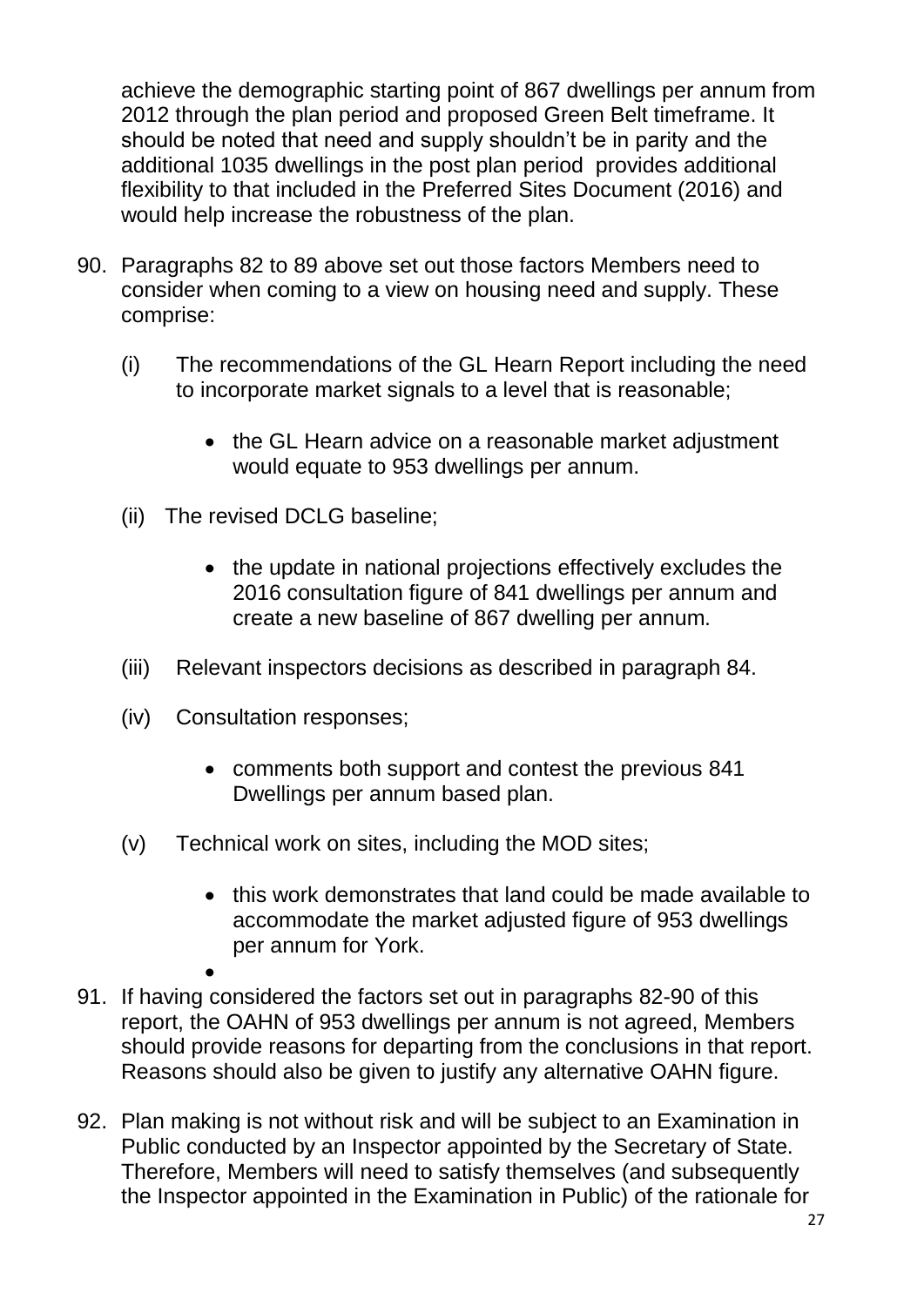achieve the demographic starting point of 867 dwellings per annum from 2012 through the plan period and proposed Green Belt timeframe. It should be noted that need and supply shouldn't be in parity and the additional 1035 dwellings in the post plan period provides additional flexibility to that included in the Preferred Sites Document (2016) and would help increase the robustness of the plan.

90. Paragraphs 82 to 89 above set out those factors Members need to consider when coming to a view on housing need and supply. These comprise:

    (i) The recommendations of the GL Hearn Report including the need to incorporate market signals to a level that is reasonable;

    - the GL Hearn advice on a reasonable market adjustment would equate to 953 dwellings per annum.

    (ii) The revised DCLG baseline;

    - the update in national projections effectively excludes the 2016 consultation figure of 841 dwellings per annum and create a new baseline of 867 dwelling per annum.

    (iii) Relevant inspectors decisions as described in paragraph 84.

    (iv) Consultation responses;

    - comments both support and contest the previous 841 Dwellings per annum based plan.

    (v) Technical work on sites, including the MOD sites;

    - this work demonstrates that land could be made available to accommodate the market adjusted figure of 953 dwellings per annum for York.
    -

91. If having considered the factors set out in paragraphs 82-90 of this report, the OAHN of 953 dwellings per annum is not agreed, Members should provide reasons for departing from the conclusions in that report. Reasons should also be given to justify any alternative OAHN figure.

92. Plan making is not without risk and will be subject to an Examination in Public conducted by an Inspector appointed by the Secretary of State. Therefore, Members will need to satisfy themselves (and subsequently the Inspector appointed in the Examination in Public) of the rationale for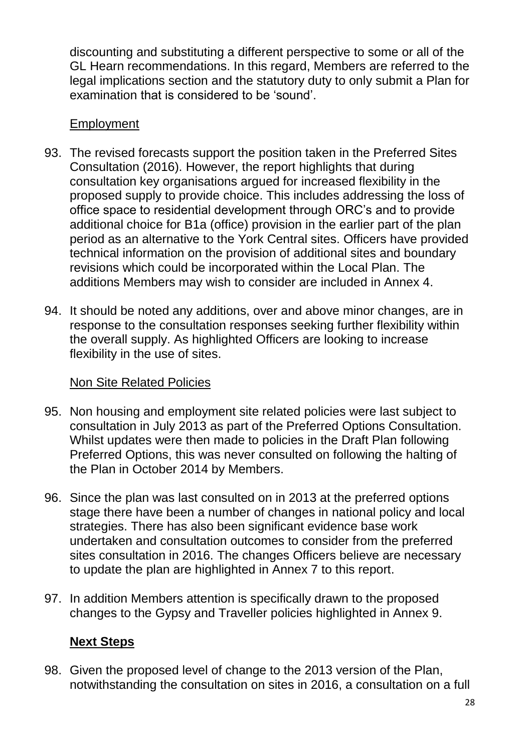discounting and substituting a different perspective to some or all of the GL Hearn recommendations. In this regard, Members are referred to the legal implications section and the statutory duty to only submit a Plan for examination that is considered to be 'sound'.

Employment

93. The revised forecasts support the position taken in the Preferred Sites Consultation (2016). However, the report highlights that during consultation key organisations argued for increased flexibility in the proposed supply to provide choice. This includes addressing the loss of office space to residential development through ORC's and to provide additional choice for B1a (office) provision in the earlier part of the plan period as an alternative to the York Central sites. Officers have provided technical information on the provision of additional sites and boundary revisions which could be incorporated within the Local Plan. The additions Members may wish to consider are included in Annex 4.

94. It should be noted any additions, over and above minor changes, are in response to the consultation responses seeking further flexibility within the overall supply. As highlighted Officers are looking to increase flexibility in the use of sites.

Non Site Related Policies

95. Non housing and employment site related policies were last subject to consultation in July 2013 as part of the Preferred Options Consultation. Whilst updates were then made to policies in the Draft Plan following Preferred Options, this was never consulted on following the halting of the Plan in October 2014 by Members.

96. Since the plan was last consulted on in 2013 at the preferred options stage there have been a number of changes in national policy and local strategies. There has also been significant evidence base work undertaken and consultation outcomes to consider from the preferred sites consultation in 2016. The changes Officers believe are necessary to update the plan are highlighted in Annex 7 to this report.

97. In addition Members attention is specifically drawn to the proposed changes to the Gypsy and Traveller policies highlighted in Annex 9.

**Next Steps**

98. Given the proposed level of change to the 2013 version of the Plan, notwithstanding the consultation on sites in 2016, a consultation on a full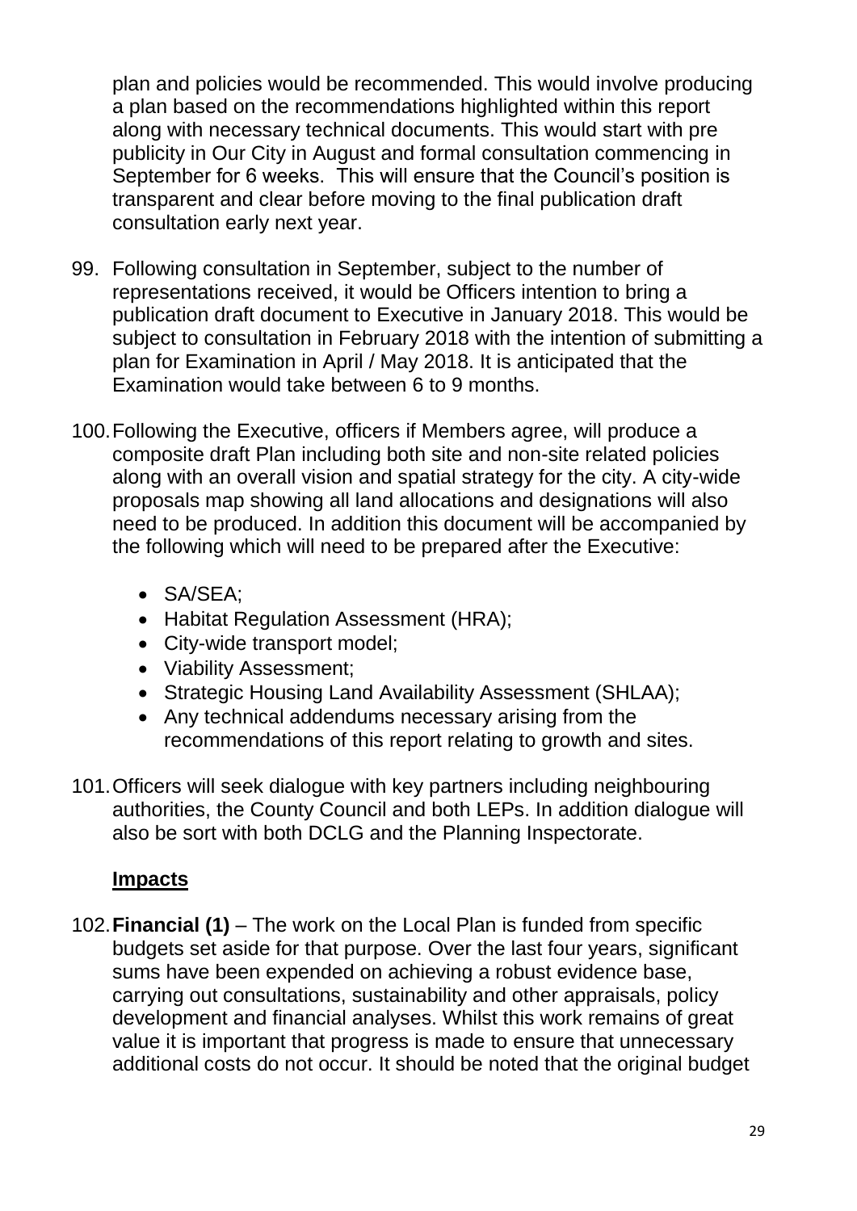plan and policies would be recommended. This would involve producing a plan based on the recommendations highlighted within this report along with necessary technical documents. This would start with pre publicity in Our City in August and formal consultation commencing in September for 6 weeks. This will ensure that the Council's position is transparent and clear before moving to the final publication draft consultation early next year.

99. Following consultation in September, subject to the number of representations received, it would be Officers intention to bring a publication draft document to Executive in January 2018. This would be subject to consultation in February 2018 with the intention of submitting a plan for Examination in April / May 2018. It is anticipated that the Examination would take between 6 to 9 months.

100. Following the Executive, officers if Members agree, will produce a composite draft Plan including both site and non-site related policies along with an overall vision and spatial strategy for the city. A city-wide proposals map showing all land allocations and designations will also need to be produced. In addition this document will be accompanied by the following which will need to be prepared after the Executive:

    - SA/SEA;
    - Habitat Regulation Assessment (HRA);
    - City-wide transport model;
    - Viability Assessment;
    - Strategic Housing Land Availability Assessment (SHLAA);
    - Any technical addendums necessary arising from the recommendations of this report relating to growth and sites.

101. Officers will seek dialogue with key partners including neighbouring authorities, the County Council and both LEPs. In addition dialogue will also be sort with both DCLG and the Planning Inspectorate.

## **Impacts**

102. **Financial (1)** – The work on the Local Plan is funded from specific budgets set aside for that purpose. Over the last four years, significant sums have been expended on achieving a robust evidence base, carrying out consultations, sustainability and other appraisals, policy development and financial analyses. Whilst this work remains of great value it is important that progress is made to ensure that unnecessary additional costs do not occur. It should be noted that the original budget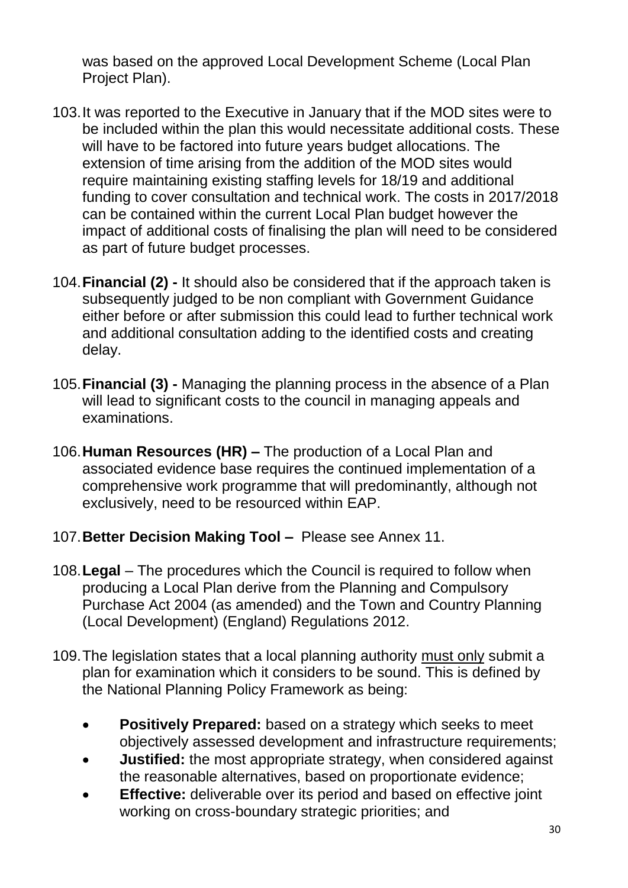was based on the approved Local Development Scheme (Local Plan Project Plan).

103. It was reported to the Executive in January that if the MOD sites were to be included within the plan this would necessitate additional costs. These will have to be factored into future years budget allocations. The extension of time arising from the addition of the MOD sites would require maintaining existing staffing levels for 18/19 and additional funding to cover consultation and technical work. The costs in 2017/2018 can be contained within the current Local Plan budget however the impact of additional costs of finalising the plan will need to be considered as part of future budget processes.

104. **Financial (2) -** It should also be considered that if the approach taken is subsequently judged to be non compliant with Government Guidance either before or after submission this could lead to further technical work and additional consultation adding to the identified costs and creating delay.

105. **Financial (3) -** Managing the planning process in the absence of a Plan will lead to significant costs to the council in managing appeals and examinations.

106. **Human Resources (HR) –** The production of a Local Plan and associated evidence base requires the continued implementation of a comprehensive work programme that will predominantly, although not exclusively, need to be resourced within EAP.

107. **Better Decision Making Tool –** Please see Annex 11.

108. **Legal** – The procedures which the Council is required to follow when producing a Local Plan derive from the Planning and Compulsory Purchase Act 2004 (as amended) and the Town and Country Planning (Local Development) (England) Regulations 2012.

109. The legislation states that a local planning authority <u>must only</u> submit a plan for examination which it considers to be sound. This is defined by the National Planning Policy Framework as being:

- **Positively Prepared:** based on a strategy which seeks to meet objectively assessed development and infrastructure requirements;
- **Justified:** the most appropriate strategy, when considered against the reasonable alternatives, based on proportionate evidence;
- **Effective:** deliverable over its period and based on effective joint working on cross-boundary strategic priorities; and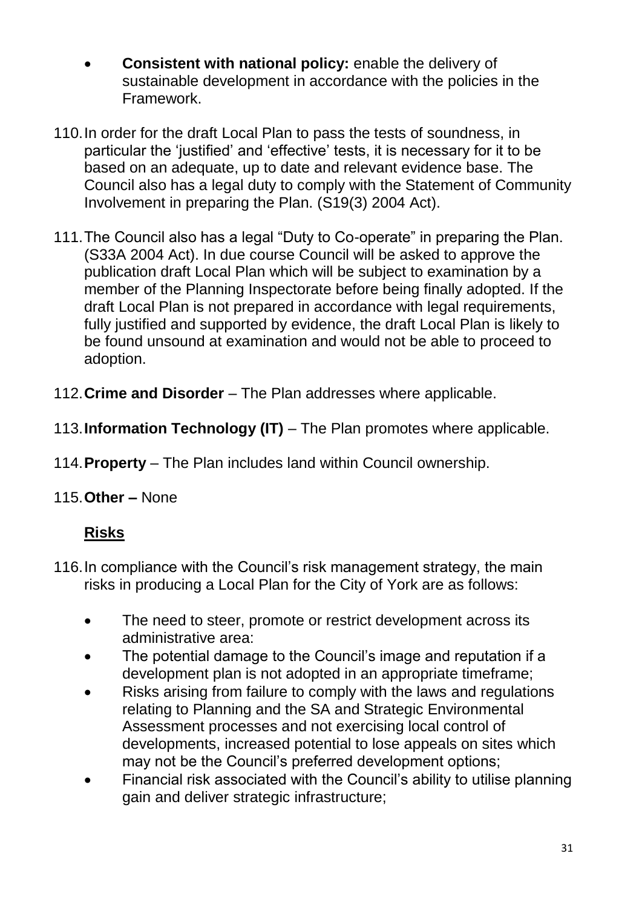- **Consistent with national policy:** enable the delivery of sustainable development in accordance with the policies in the Framework.

110. In order for the draft Local Plan to pass the tests of soundness, in particular the 'justified' and 'effective' tests, it is necessary for it to be based on an adequate, up to date and relevant evidence base. The Council also has a legal duty to comply with the Statement of Community Involvement in preparing the Plan. (S19(3) 2004 Act).

111. The Council also has a legal "Duty to Co-operate" in preparing the Plan. (S33A 2004 Act). In due course Council will be asked to approve the publication draft Local Plan which will be subject to examination by a member of the Planning Inspectorate before being finally adopted. If the draft Local Plan is not prepared in accordance with legal requirements, fully justified and supported by evidence, the draft Local Plan is likely to be found unsound at examination and would not be able to proceed to adoption.

112. **Crime and Disorder** – The Plan addresses where applicable.

113. **Information Technology (IT)** – The Plan promotes where applicable.

114. **Property** – The Plan includes land within Council ownership.

115. **Other –** None

## Risks

116. In compliance with the Council's risk management strategy, the main risks in producing a Local Plan for the City of York are as follows:

- The need to steer, promote or restrict development across its administrative area:
- The potential damage to the Council's image and reputation if a development plan is not adopted in an appropriate timeframe;
- Risks arising from failure to comply with the laws and regulations relating to Planning and the SA and Strategic Environmental Assessment processes and not exercising local control of developments, increased potential to lose appeals on sites which may not be the Council's preferred development options;
- Financial risk associated with the Council's ability to utilise planning gain and deliver strategic infrastructure;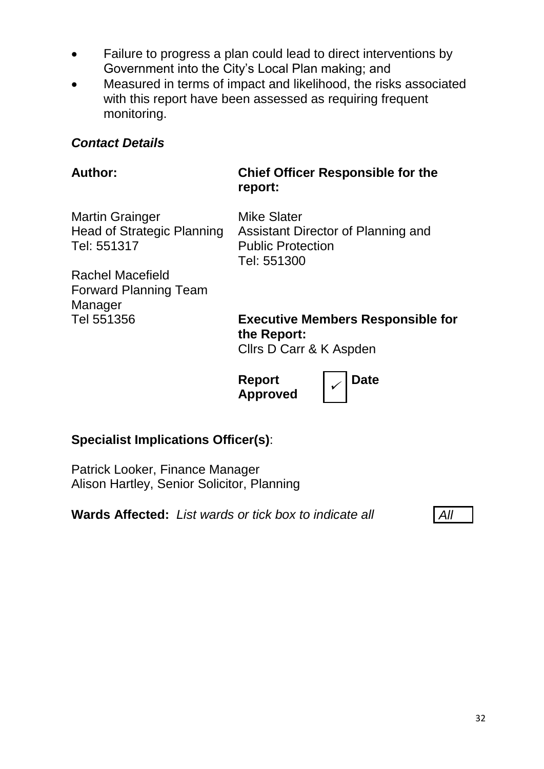- Failure to progress a plan could lead to direct interventions by Government into the City's Local Plan making; and
- Measured in terms of impact and likelihood, the risks associated with this report have been assessed as requiring frequent monitoring.

***Contact Details***

| **Author:** | **Chief Officer Responsible for the report:** |
| --- | --- |
| Martin Grainger<br>Head of Strategic Planning<br>Tel: 551317 | Mike Slater<br>Assistant Director of Planning and Public Protection<br>Tel: 551300 |
| Rachel Macefield<br>Forward Planning Team Manager<br>Tel 551356 | **Executive Members Responsible for the Report:**<br>Cllrs D Carr & K Aspden |
| | **Report Approved** ✓ **Date** |

**Specialist Implications Officer(s)**:

Patrick Looker, Finance Manager
Alison Hartley, Senior Solicitor, Planning

**Wards Affected:** *List wards or tick box to indicate all* *All*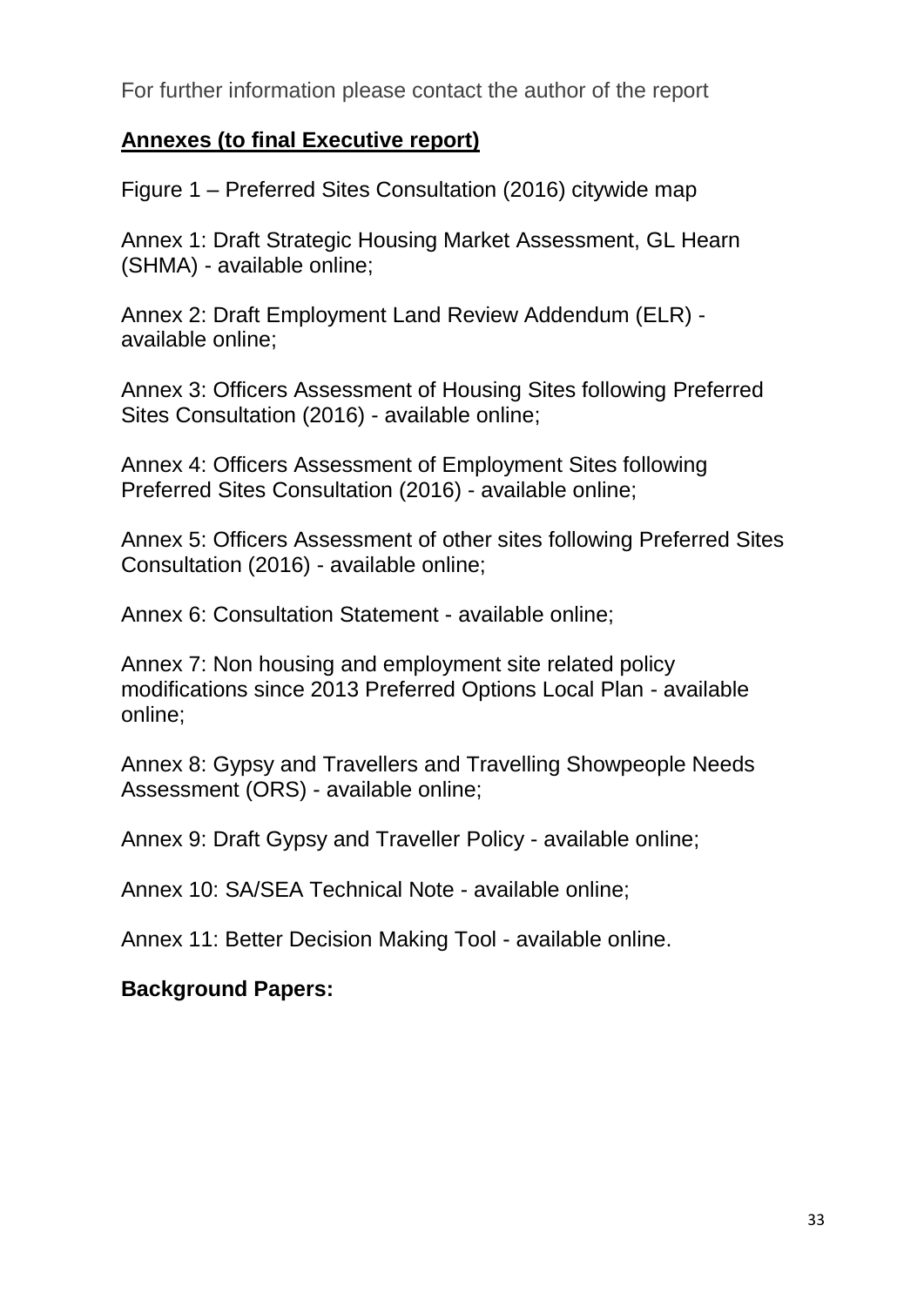For further information please contact the author of the report

**Annexes (to final Executive report)**

Figure 1 – Preferred Sites Consultation (2016) citywide map

Annex 1: Draft Strategic Housing Market Assessment, GL Hearn (SHMA) - available online;

Annex 2: Draft Employment Land Review Addendum (ELR) - available online;

Annex 3: Officers Assessment of Housing Sites following Preferred Sites Consultation (2016) - available online;

Annex 4: Officers Assessment of Employment Sites following Preferred Sites Consultation (2016) - available online;

Annex 5: Officers Assessment of other sites following Preferred Sites Consultation (2016) - available online;

Annex 6: Consultation Statement - available online;

Annex 7: Non housing and employment site related policy modifications since 2013 Preferred Options Local Plan - available online;

Annex 8: Gypsy and Travellers and Travelling Showpeople Needs Assessment (ORS) - available online;

Annex 9: Draft Gypsy and Traveller Policy - available online;

Annex 10: SA/SEA Technical Note - available online;

Annex 11: Better Decision Making Tool - available online.

**Background Papers:**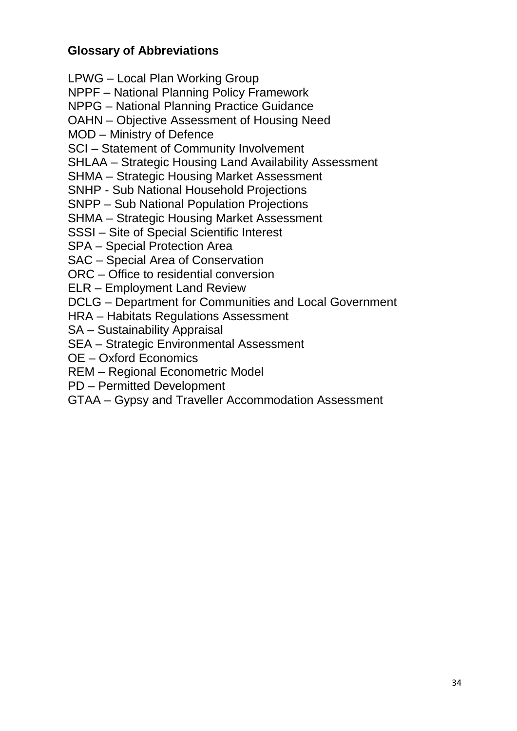**Glossary of Abbreviations**

LPWG – Local Plan Working Group
NPPF – National Planning Policy Framework
NPPG – National Planning Practice Guidance
OAHN – Objective Assessment of Housing Need
MOD – Ministry of Defence
SCI – Statement of Community Involvement
SHLAA – Strategic Housing Land Availability Assessment
SHMA – Strategic Housing Market Assessment
SNHP - Sub National Household Projections
SNPP – Sub National Population Projections
SHMA – Strategic Housing Market Assessment
SSSI – Site of Special Scientific Interest
SPA – Special Protection Area
SAC – Special Area of Conservation
ORC – Office to residential conversion
ELR – Employment Land Review
DCLG – Department for Communities and Local Government
HRA – Habitats Regulations Assessment
SA – Sustainability Appraisal
SEA – Strategic Environmental Assessment
OE – Oxford Economics
REM – Regional Econometric Model
PD – Permitted Development
GTAA – Gypsy and Traveller Accommodation Assessment